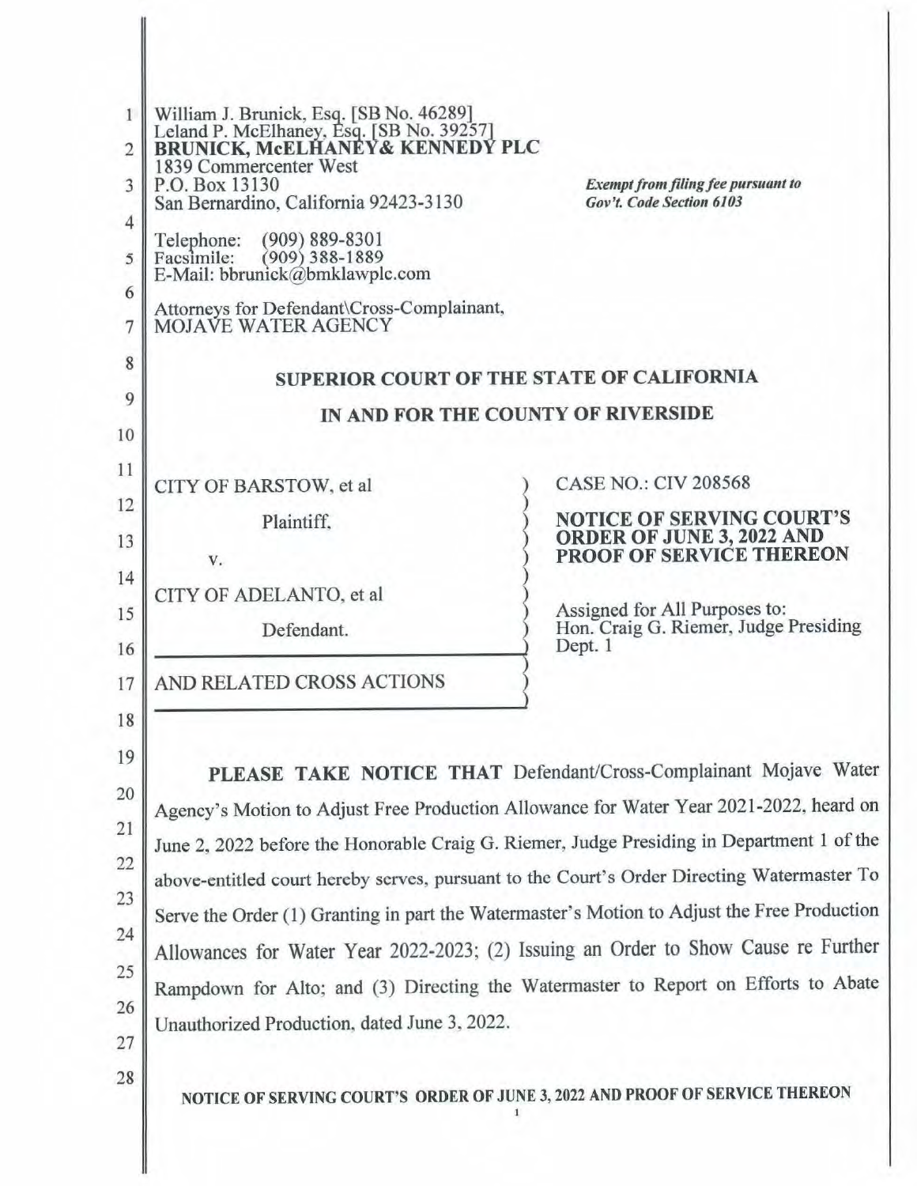William J. Brunick, Esq. [SB No. 46289]
Leland P. McElhaney, Esq. [SB No. 39257]
**BRUNICK, McELHANEY& KENNEDY PLC**
1839 Commercenter West
P.O. Box 13130
San Bernardino, California 92423-3130

Telephone: (909) 889-8301
Facsimile: (909) 388-1889
E-Mail: bbrunick@bmklawplc.com

Attorneys for Defendant\Cross-Complainant,
MOJAVE WATER AGENCY

*Exempt from filing fee pursuant to Gov't. Code Section 6103*

**SUPERIOR COURT OF THE STATE OF CALIFORNIA**

**IN AND FOR THE COUNTY OF RIVERSIDE**

CITY OF BARSTOW, et al

Plaintiff,

v.

CITY OF ADELANTO, et al

Defendant.

AND RELATED CROSS ACTIONS

CASE NO.: CIV 208568

**NOTICE OF SERVING COURT'S ORDER OF JUNE 3, 2022 AND PROOF OF SERVICE THEREON**

Assigned for All Purposes to:
Hon. Craig G. Riemer, Judge Presiding
Dept. 1

**PLEASE TAKE NOTICE THAT** Defendant/Cross-Complainant Mojave Water Agency's Motion to Adjust Free Production Allowance for Water Year 2021-2022, heard on June 2, 2022 before the Honorable Craig G. Riemer, Judge Presiding in Department 1 of the above-entitled court hereby serves, pursuant to the Court's Order Directing Watermaster To Serve the Order (1) Granting in part the Watermaster's Motion to Adjust the Free Production Allowances for Water Year 2022-2023; (2) Issuing an Order to Show Cause re Further Rampdown for Alto; and (3) Directing the Watermaster to Report on Efforts to Abate Unauthorized Production, dated June 3, 2022.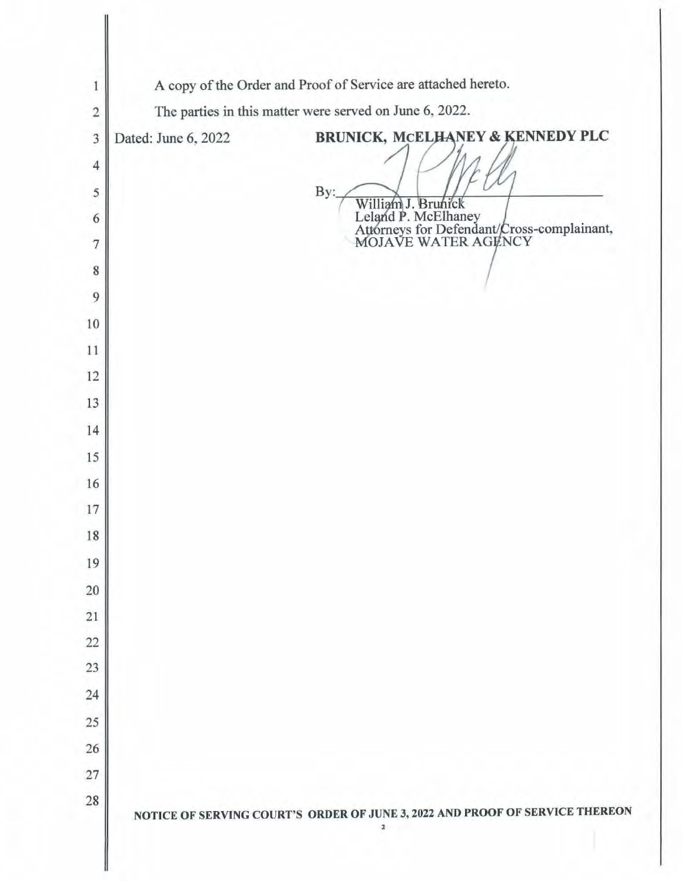A copy of the Order and Proof of Service are attached hereto.

The parties in this matter were served on June 6, 2022.

Dated: June 6, 2022

**BRUNICK, McELHANEY & KENNEDY PLC**

By: ______________________________
William J. Brunick
Leland P. McElhaney
Attorneys for Defendant/Cross-complainant,
MOJAVE WATER AGENCY

NOTICE OF SERVING COURT'S ORDER OF JUNE 3, 2022 AND PROOF OF SERVICE THEREON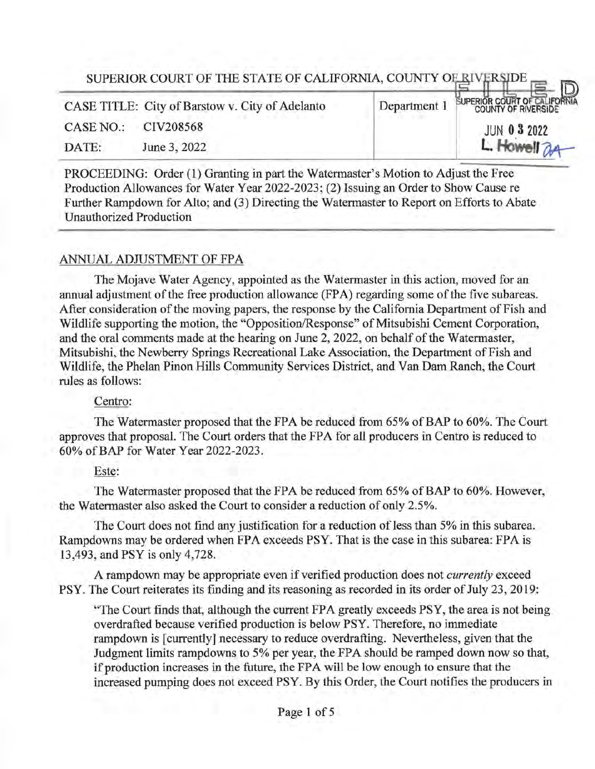SUPERIOR COURT OF THE STATE OF CALIFORNIA, COUNTY OF RIVERSIDE

| CASE TITLE: City of Barstow v. City of Adelanto | Department 1 | FILED SUPERIOR COURT OF CALIFORNIA COUNTY OF RIVERSIDE |
|---|---|---|
| CASE NO.: CIV208568 | | JUN 03 2022 |
| DATE: June 3, 2022 | | L. Howell |

PROCEEDING: Order (1) Granting in part the Watermaster's Motion to Adjust the Free Production Allowances for Water Year 2022-2023; (2) Issuing an Order to Show Cause re Further Rampdown for Alto; and (3) Directing the Watermaster to Report on Efforts to Abate Unauthorized Production

## ANNUAL ADJUSTMENT OF FPA

The Mojave Water Agency, appointed as the Watermaster in this action, moved for an annual adjustment of the free production allowance (FPA) regarding some of the five subareas. After consideration of the moving papers, the response by the California Department of Fish and Wildlife supporting the motion, the "Opposition/Response" of Mitsubishi Cement Corporation, and the oral comments made at the hearing on June 2, 2022, on behalf of the Watermaster, Mitsubishi, the Newberry Springs Recreational Lake Association, the Department of Fish and Wildlife, the Phelan Pinon Hills Community Services District, and Van Dam Ranch, the Court rules as follows:

Centro:

The Watermaster proposed that the FPA be reduced from 65% of BAP to 60%. The Court approves that proposal. The Court orders that the FPA for all producers in Centro is reduced to 60% of BAP for Water Year 2022-2023.

Este:

The Watermaster proposed that the FPA be reduced from 65% of BAP to 60%. However, the Watermaster also asked the Court to consider a reduction of only 2.5%.

The Court does not find any justification for a reduction of less than 5% in this subarea. Rampdowns may be ordered when FPA exceeds PSY. That is the case in this subarea: FPA is 13,493, and PSY is only 4,728.

A rampdown may be appropriate even if verified production does not *currently* exceed PSY. The Court reiterates its finding and its reasoning as recorded in its order of July 23, 2019:

> "The Court finds that, although the current FPA greatly exceeds PSY, the area is not being overdrafted because verified production is below PSY. Therefore, no immediate rampdown is [currently] necessary to reduce overdrafting. Nevertheless, given that the Judgment limits rampdowns to 5% per year, the FPA should be ramped down now so that, if production increases in the future, the FPA will be low enough to ensure that the increased pumping does not exceed PSY. By this Order, the Court notifies the producers in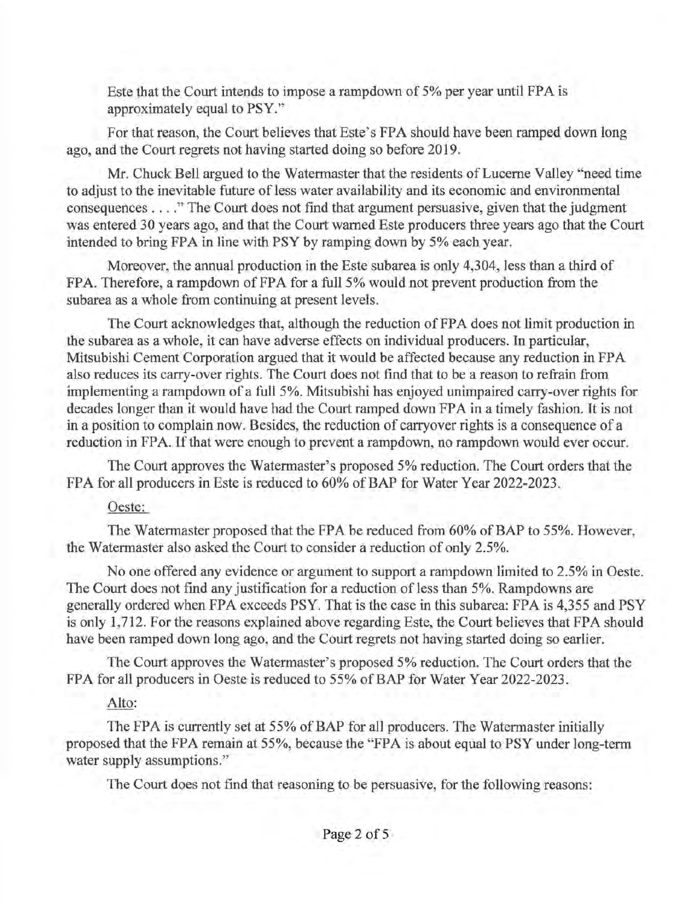Este that the Court intends to impose a rampdown of 5% per year until FPA is approximately equal to PSY."

For that reason, the Court believes that Este's FPA should have been ramped down long ago, and the Court regrets not having started doing so before 2019.

Mr. Chuck Bell argued to the Watermaster that the residents of Lucerne Valley "need time to adjust to the inevitable future of less water availability and its economic and environmental consequences . . . ." The Court does not find that argument persuasive, given that the judgment was entered 30 years ago, and that the Court warned Este producers three years ago that the Court intended to bring FPA in line with PSY by ramping down by 5% each year.

Moreover, the annual production in the Este subarea is only 4,304, less than a third of FPA. Therefore, a rampdown of FPA for a full 5% would not prevent production from the subarea as a whole from continuing at present levels.

The Court acknowledges that, although the reduction of FPA does not limit production in the subarea as a whole, it can have adverse effects on individual producers. In particular, Mitsubishi Cement Corporation argued that it would be affected because any reduction in FPA also reduces its carry-over rights. The Court does not find that to be a reason to refrain from implementing a rampdown of a full 5%. Mitsubishi has enjoyed unimpaired carry-over rights for decades longer than it would have had the Court ramped down FPA in a timely fashion. It is not in a position to complain now. Besides, the reduction of carryover rights is a consequence of a reduction in FPA. If that were enough to prevent a rampdown, no rampdown would ever occur.

The Court approves the Watermaster's proposed 5% reduction. The Court orders that the FPA for all producers in Este is reduced to 60% of BAP for Water Year 2022-2023.

Oeste:

The Watermaster proposed that the FPA be reduced from 60% of BAP to 55%. However, the Watermaster also asked the Court to consider a reduction of only 2.5%.

No one offered any evidence or argument to support a rampdown limited to 2.5% in Oeste. The Court does not find any justification for a reduction of less than 5%. Rampdowns are generally ordered when FPA exceeds PSY. That is the case in this subarea: FPA is 4,355 and PSY is only 1,712. For the reasons explained above regarding Este, the Court believes that FPA should have been ramped down long ago, and the Court regrets not having started doing so earlier.

The Court approves the Watermaster's proposed 5% reduction. The Court orders that the FPA for all producers in Oeste is reduced to 55% of BAP for Water Year 2022-2023.

Alto:

The FPA is currently set at 55% of BAP for all producers. The Watermaster initially proposed that the FPA remain at 55%, because the "FPA is about equal to PSY under long-term water supply assumptions."

The Court does not find that reasoning to be persuasive, for the following reasons: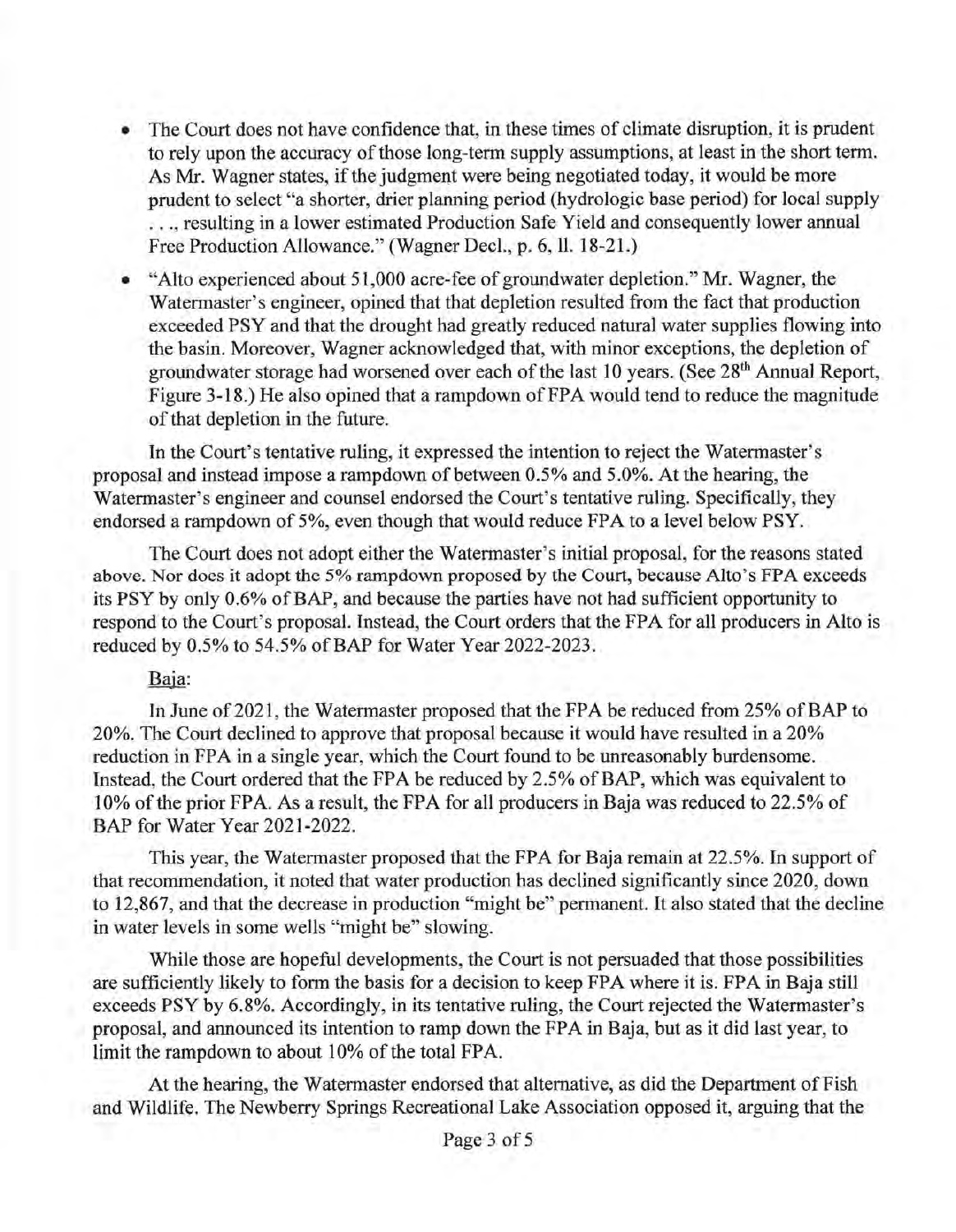- The Court does not have confidence that, in these times of climate disruption, it is prudent to rely upon the accuracy of those long-term supply assumptions, at least in the short term. As Mr. Wagner states, if the judgment were being negotiated today, it would be more prudent to select "a shorter, drier planning period (hydrologic base period) for local supply . . ., resulting in a lower estimated Production Safe Yield and consequently lower annual Free Production Allowance." (Wagner Decl., p. 6, ll. 18-21.)
- "Alto experienced about 51,000 acre-fee of groundwater depletion." Mr. Wagner, the Watermaster's engineer, opined that that depletion resulted from the fact that production exceeded PSY and that the drought had greatly reduced natural water supplies flowing into the basin. Moreover, Wagner acknowledged that, with minor exceptions, the depletion of groundwater storage had worsened over each of the last 10 years. (See 28th Annual Report, Figure 3-18.) He also opined that a rampdown of FPA would tend to reduce the magnitude of that depletion in the future.

In the Court's tentative ruling, it expressed the intention to reject the Watermaster's proposal and instead impose a rampdown of between 0.5% and 5.0%. At the hearing, the Watermaster's engineer and counsel endorsed the Court's tentative ruling. Specifically, they endorsed a rampdown of 5%, even though that would reduce FPA to a level below PSY.

The Court does not adopt either the Watermaster's initial proposal, for the reasons stated above. Nor does it adopt the 5% rampdown proposed by the Court, because Alto's FPA exceeds its PSY by only 0.6% of BAP, and because the parties have not had sufficient opportunity to respond to the Court's proposal. Instead, the Court orders that the FPA for all producers in Alto is reduced by 0.5% to 54.5% of BAP for Water Year 2022-2023.

Baja:

In June of 2021, the Watermaster proposed that the FPA be reduced from 25% of BAP to 20%. The Court declined to approve that proposal because it would have resulted in a 20% reduction in FPA in a single year, which the Court found to be unreasonably burdensome. Instead, the Court ordered that the FPA be reduced by 2.5% of BAP, which was equivalent to 10% of the prior FPA. As a result, the FPA for all producers in Baja was reduced to 22.5% of BAP for Water Year 2021-2022.

This year, the Watermaster proposed that the FPA for Baja remain at 22.5%. In support of that recommendation, it noted that water production has declined significantly since 2020, down to 12,867, and that the decrease in production "might be" permanent. It also stated that the decline in water levels in some wells "might be" slowing.

While those are hopeful developments, the Court is not persuaded that those possibilities are sufficiently likely to form the basis for a decision to keep FPA where it is. FPA in Baja still exceeds PSY by 6.8%. Accordingly, in its tentative ruling, the Court rejected the Watermaster's proposal, and announced its intention to ramp down the FPA in Baja, but as it did last year, to limit the rampdown to about 10% of the total FPA.

At the hearing, the Watermaster endorsed that alternative, as did the Department of Fish and Wildlife. The Newberry Springs Recreational Lake Association opposed it, arguing that the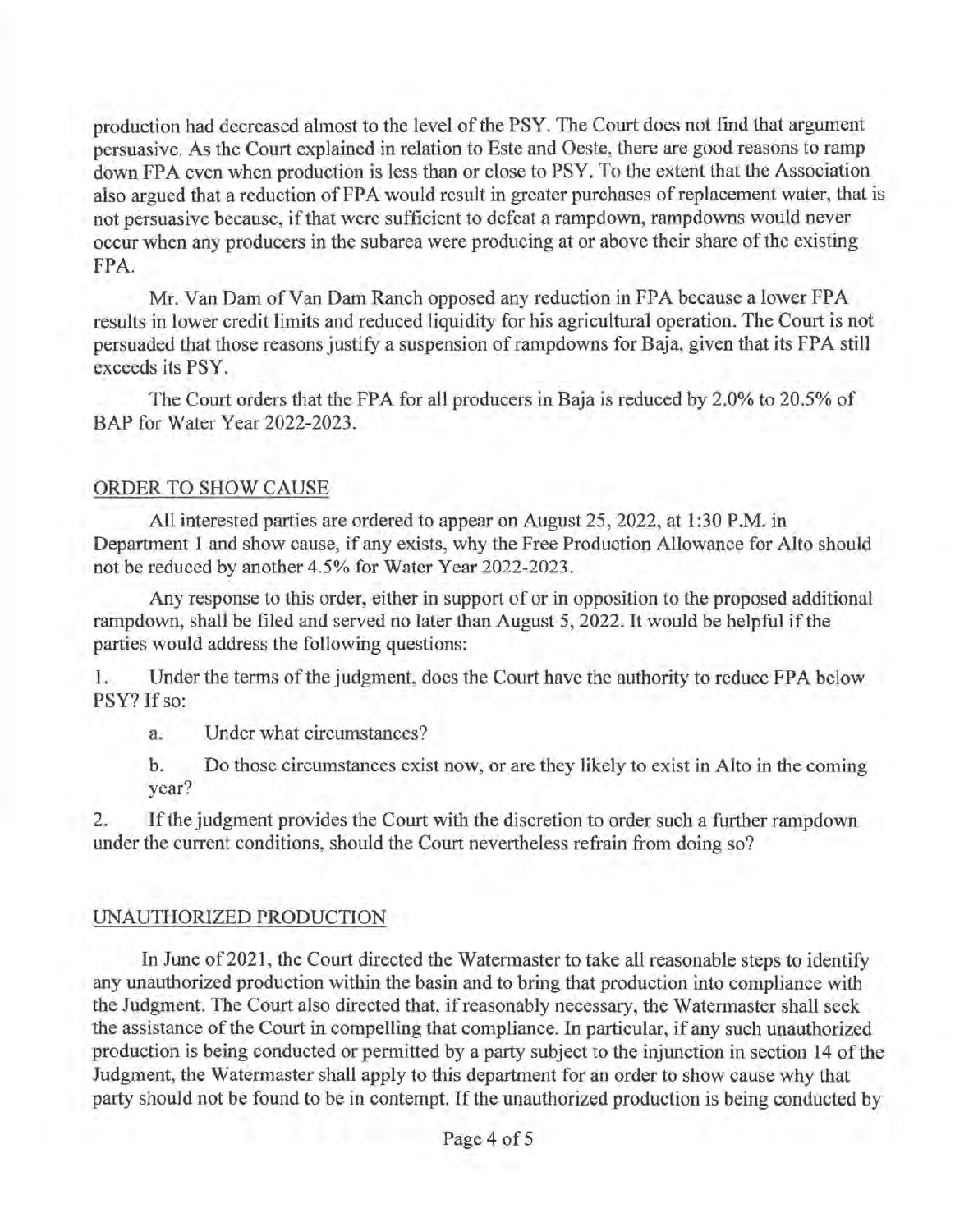production had decreased almost to the level of the PSY. The Court does not find that argument persuasive. As the Court explained in relation to Este and Oeste, there are good reasons to ramp down FPA even when production is less than or close to PSY. To the extent that the Association also argued that a reduction of FPA would result in greater purchases of replacement water, that is not persuasive because, if that were sufficient to defeat a rampdown, rampdowns would never occur when any producers in the subarea were producing at or above their share of the existing FPA.

Mr. Van Dam of Van Dam Ranch opposed any reduction in FPA because a lower FPA results in lower credit limits and reduced liquidity for his agricultural operation. The Court is not persuaded that those reasons justify a suspension of rampdowns for Baja, given that its FPA still exceeds its PSY.

The Court orders that the FPA for all producers in Baja is reduced by 2.0% to 20.5% of BAP for Water Year 2022-2023.

## ORDER TO SHOW CAUSE

All interested parties are ordered to appear on August 25, 2022, at 1:30 P.M. in Department 1 and show cause, if any exists, why the Free Production Allowance for Alto should not be reduced by another 4.5% for Water Year 2022-2023.

Any response to this order, either in support of or in opposition to the proposed additional rampdown, shall be filed and served no later than August 5, 2022. It would be helpful if the parties would address the following questions:

1. Under the terms of the judgment, does the Court have the authority to reduce FPA below PSY? If so:
   a. Under what circumstances?
   b. Do those circumstances exist now, or are they likely to exist in Alto in the coming year?
2. If the judgment provides the Court with the discretion to order such a further rampdown under the current conditions, should the Court nevertheless refrain from doing so?

## UNAUTHORIZED PRODUCTION

In June of 2021, the Court directed the Watermaster to take all reasonable steps to identify any unauthorized production within the basin and to bring that production into compliance with the Judgment. The Court also directed that, if reasonably necessary, the Watermaster shall seek the assistance of the Court in compelling that compliance. In particular, if any such unauthorized production is being conducted or permitted by a party subject to the injunction in section 14 of the Judgment, the Watermaster shall apply to this department for an order to show cause why that party should not be found to be in contempt. If the unauthorized production is being conducted by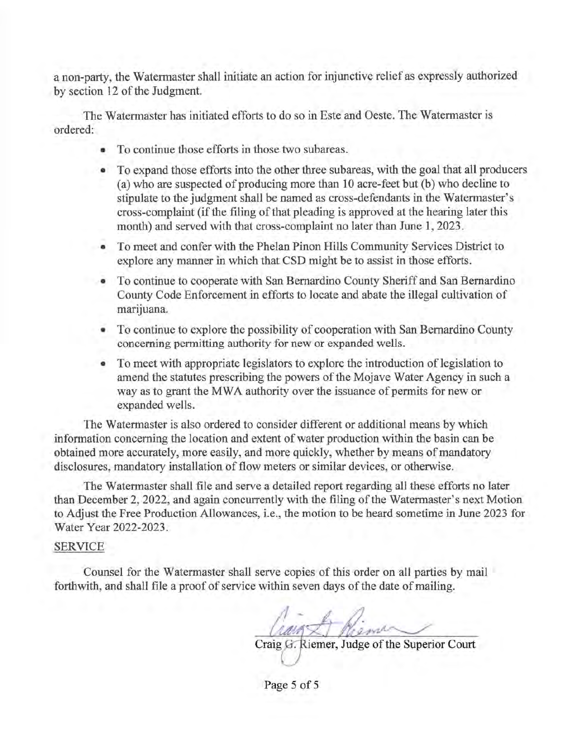a non-party, the Watermaster shall initiate an action for injunctive relief as expressly authorized by section 12 of the Judgment.

The Watermaster has initiated efforts to do so in Este and Oeste. The Watermaster is ordered:

- To continue those efforts in those two subareas.
- To expand those efforts into the other three subareas, with the goal that all producers (a) who are suspected of producing more than 10 acre-feet but (b) who decline to stipulate to the judgment shall be named as cross-defendants in the Watermaster's cross-complaint (if the filing of that pleading is approved at the hearing later this month) and served with that cross-complaint no later than June 1, 2023.
- To meet and confer with the Phelan Pinon Hills Community Services District to explore any manner in which that CSD might be to assist in those efforts.
- To continue to cooperate with San Bernardino County Sheriff and San Bernardino County Code Enforcement in efforts to locate and abate the illegal cultivation of marijuana.
- To continue to explore the possibility of cooperation with San Bernardino County concerning permitting authority for new or expanded wells.
- To meet with appropriate legislators to explore the introduction of legislation to amend the statutes prescribing the powers of the Mojave Water Agency in such a way as to grant the MWA authority over the issuance of permits for new or expanded wells.

The Watermaster is also ordered to consider different or additional means by which information concerning the location and extent of water production within the basin can be obtained more accurately, more easily, and more quickly, whether by means of mandatory disclosures, mandatory installation of flow meters or similar devices, or otherwise.

The Watermaster shall file and serve a detailed report regarding all these efforts no later than December 2, 2022, and again concurrently with the filing of the Watermaster's next Motion to Adjust the Free Production Allowances, i.e., the motion to be heard sometime in June 2023 for Water Year 2022-2023.

## SERVICE

Counsel for the Watermaster shall serve copies of this order on all parties by mail forthwith, and shall file a proof of service within seven days of the date of mailing.

Craig G. Riemer, Judge of the Superior Court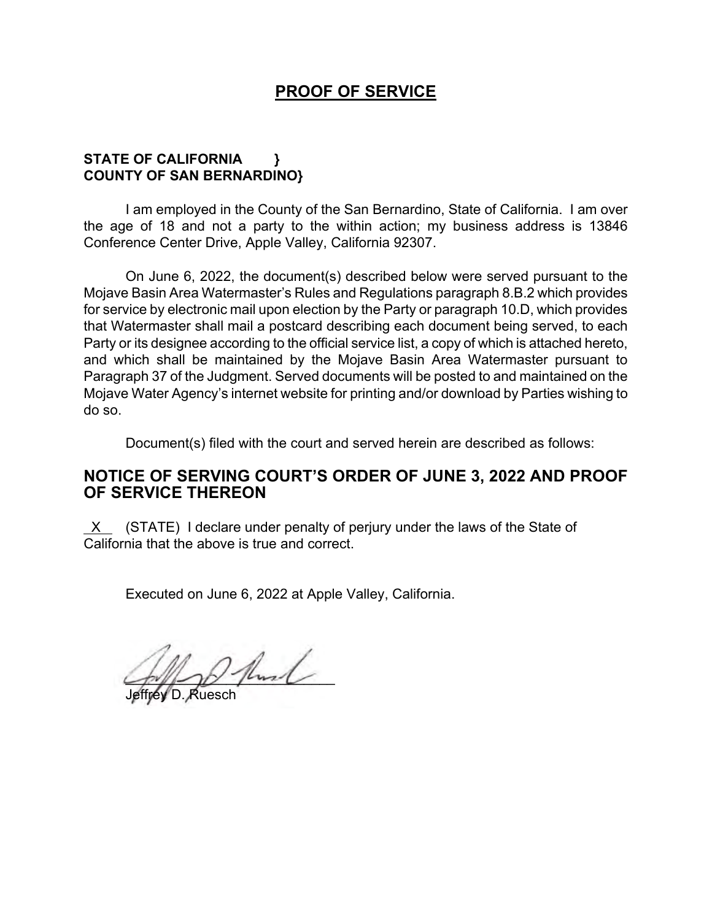# PROOF OF SERVICE

**STATE OF CALIFORNIA }**
**COUNTY OF SAN BERNARDINO}**

I am employed in the County of the San Bernardino, State of California. I am over the age of 18 and not a party to the within action; my business address is 13846 Conference Center Drive, Apple Valley, California 92307.

On June 6, 2022, the document(s) described below were served pursuant to the Mojave Basin Area Watermaster's Rules and Regulations paragraph 8.B.2 which provides for service by electronic mail upon election by the Party or paragraph 10.D, which provides that Watermaster shall mail a postcard describing each document being served, to each Party or its designee according to the official service list, a copy of which is attached hereto, and which shall be maintained by the Mojave Basin Area Watermaster pursuant to Paragraph 37 of the Judgment. Served documents will be posted to and maintained on the Mojave Water Agency's internet website for printing and/or download by Parties wishing to do so.

Document(s) filed with the court and served herein are described as follows:

## NOTICE OF SERVING COURT'S ORDER OF JUNE 3, 2022 AND PROOF OF SERVICE THEREON

X (STATE) I declare under penalty of perjury under the laws of the State of California that the above is true and correct.

Executed on June 6, 2022 at Apple Valley, California.

Jeffrey D. Ruesch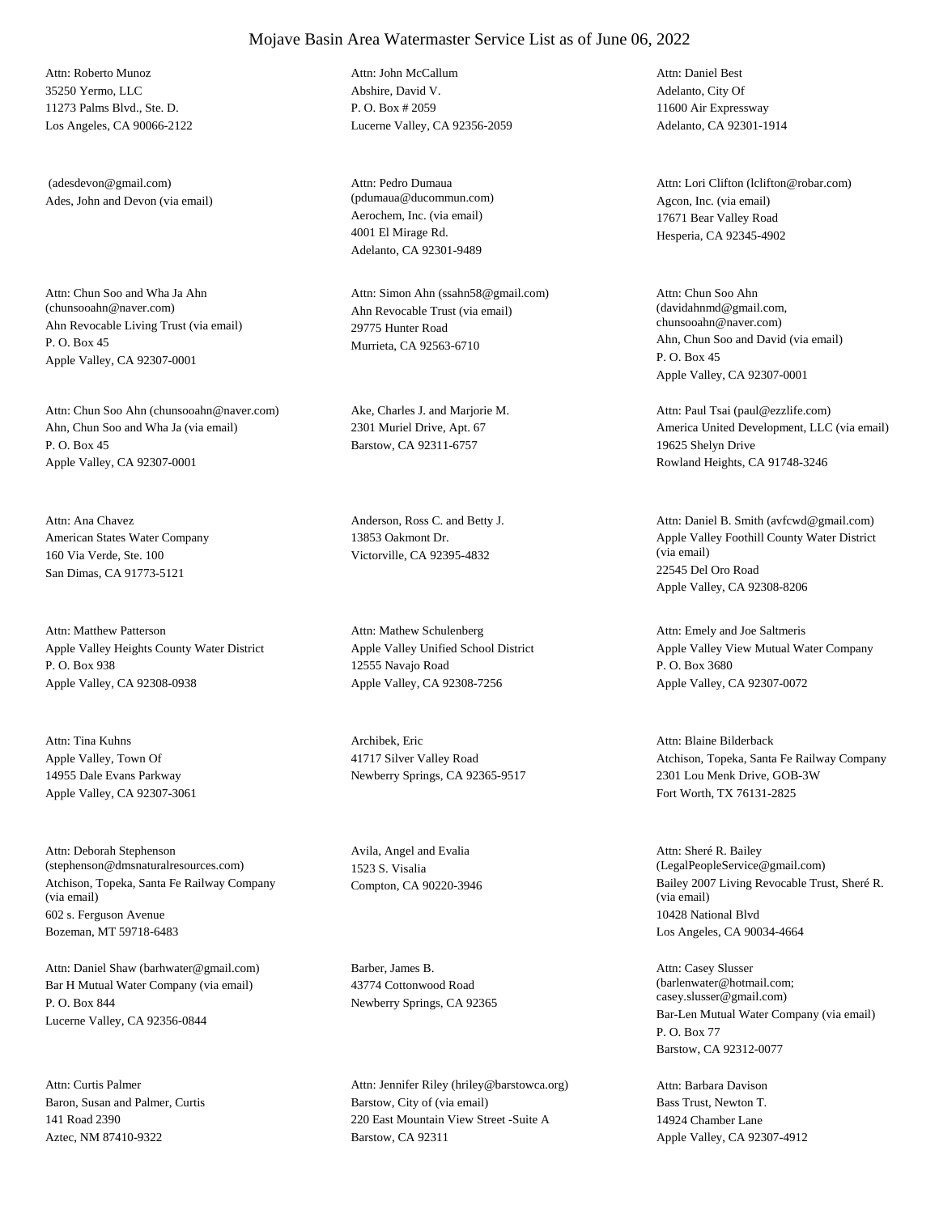# Mojave Basin Area Watermaster Service List as of June 06, 2022

Attn: Roberto Munoz
35250 Yermo, LLC
11273 Palms Blvd., Ste. D.
Los Angeles, CA 90066-2122

Attn: John McCallum
Abshire, David V.
P. O. Box # 2059
Lucerne Valley, CA 92356-2059

Attn: Daniel Best
Adelanto, City Of
11600 Air Expressway
Adelanto, CA 92301-1914

(adesdevon@gmail.com)
Ades, John and Devon (via email)

Attn: Pedro Dumaua
(pdumaua@ducommun.com)
Aerochem, Inc. (via email)
4001 El Mirage Rd.
Adelanto, CA 92301-9489

Attn: Lori Clifton (lclifton@robar.com)
Agcon, Inc. (via email)
17671 Bear Valley Road
Hesperia, CA 92345-4902

Attn: Chun Soo and Wha Ja Ahn
(chunsooahn@naver.com)
Ahn Revocable Living Trust (via email)
P. O. Box 45
Apple Valley, CA 92307-0001

Attn: Simon Ahn (ssahn58@gmail.com)
Ahn Revocable Trust (via email)
29775 Hunter Road
Murrieta, CA 92563-6710

Attn: Chun Soo Ahn
(davidahnmd@gmail.com,
chunsooahn@naver.com)
Ahn, Chun Soo and David (via email)
P. O. Box 45
Apple Valley, CA 92307-0001

Attn: Chun Soo Ahn (chunsooahn@naver.com)
Ahn, Chun Soo and Wha Ja (via email)
P. O. Box 45
Apple Valley, CA 92307-0001

Ake, Charles J. and Marjorie M.
2301 Muriel Drive, Apt. 67
Barstow, CA 92311-6757

Attn: Paul Tsai (paul@ezzlife.com)
America United Development, LLC (via email)
19625 Shelyn Drive
Rowland Heights, CA 91748-3246

Attn: Ana Chavez
American States Water Company
160 Via Verde, Ste. 100
San Dimas, CA 91773-5121

Anderson, Ross C. and Betty J.
13853 Oakmont Dr.
Victorville, CA 92395-4832

Attn: Daniel B. Smith (avfcwd@gmail.com)
Apple Valley Foothill County Water District
(via email)
22545 Del Oro Road
Apple Valley, CA 92308-8206

Attn: Matthew Patterson
Apple Valley Heights County Water District
P. O. Box 938
Apple Valley, CA 92308-0938

Attn: Mathew Schulenberg
Apple Valley Unified School District
12555 Navajo Road
Apple Valley, CA 92308-7256

Attn: Emely and Joe Saltmeris
Apple Valley View Mutual Water Company
P. O. Box 3680
Apple Valley, CA 92307-0072

Attn: Tina Kuhns
Apple Valley, Town Of
14955 Dale Evans Parkway
Apple Valley, CA 92307-3061

Archibek, Eric
41717 Silver Valley Road
Newberry Springs, CA 92365-9517

Attn: Blaine Bilderback
Atchison, Topeka, Santa Fe Railway Company
2301 Lou Menk Drive, GOB-3W
Fort Worth, TX 76131-2825

Attn: Deborah Stephenson
(stephenson@dmsnaturalresources.com)
Atchison, Topeka, Santa Fe Railway Company
(via email)
602 s. Ferguson Avenue
Bozeman, MT 59718-6483

Avila, Angel and Evalia
1523 S. Visalia
Compton, CA 90220-3946

Attn: Sheré R. Bailey
(LegalPeopleService@gmail.com)
Bailey 2007 Living Revocable Trust, Sheré R.
(via email)
10428 National Blvd
Los Angeles, CA 90034-4664

Attn: Daniel Shaw (barhwater@gmail.com)
Bar H Mutual Water Company (via email)
P. O. Box 844
Lucerne Valley, CA 92356-0844

Barber, James B.
43774 Cottonwood Road
Newberry Springs, CA 92365

Attn: Casey Slusser
(barlenwater@hotmail.com;
casey.slusser@gmail.com)
Bar-Len Mutual Water Company (via email)
P. O. Box 77
Barstow, CA 92312-0077

Attn: Curtis Palmer
Baron, Susan and Palmer, Curtis
141 Road 2390
Aztec, NM 87410-9322

Attn: Jennifer Riley (hriley@barstowca.org)
Barstow, City of (via email)
220 East Mountain View Street -Suite A
Barstow, CA 92311

Attn: Barbara Davison
Bass Trust, Newton T.
14924 Chamber Lane
Apple Valley, CA 92307-4912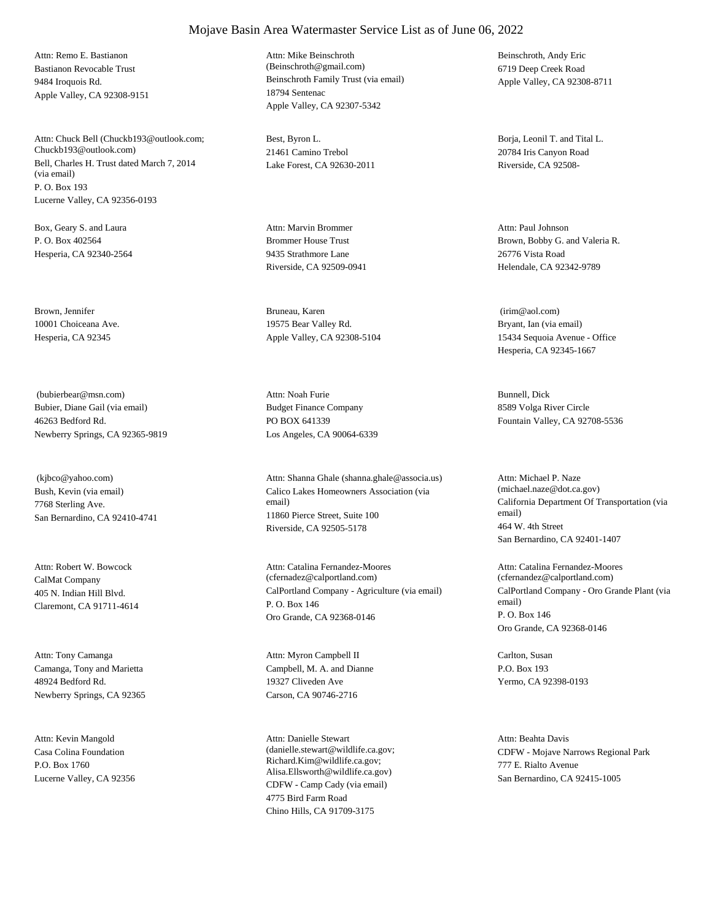# Mojave Basin Area Watermaster Service List as of June 06, 2022

Attn: Remo E. Bastianon
Bastianon Revocable Trust
9484 Iroquois Rd.
Apple Valley, CA 92308-9151

Attn: Mike Beinschroth
(Beinschroth@gmail.com)
Beinschroth Family Trust (via email)
18794 Sentenac
Apple Valley, CA 92307-5342

Beinschroth, Andy Eric
6719 Deep Creek Road
Apple Valley, CA 92308-8711

Attn: Chuck Bell (Chuckb193@outlook.com; Chuckb193@outlook.com)
Bell, Charles H. Trust dated March 7, 2014 (via email)
P. O. Box 193
Lucerne Valley, CA 92356-0193

Best, Byron L.
21461 Camino Trebol
Lake Forest, CA 92630-2011

Borja, Leonil T. and Tital L.
20784 Iris Canyon Road
Riverside, CA 92508-

Box, Geary S. and Laura
P. O. Box 402564
Hesperia, CA 92340-2564

Attn: Marvin Brommer
Brommer House Trust
9435 Strathmore Lane
Riverside, CA 92509-0941

Attn: Paul Johnson
Brown, Bobby G. and Valeria R.
26776 Vista Road
Helendale, CA 92342-9789

Brown, Jennifer
10001 Choiceana Ave.
Hesperia, CA 92345

Bruneau, Karen
19575 Bear Valley Rd.
Apple Valley, CA 92308-5104

(irim@aol.com)
Bryant, Ian (via email)
15434 Sequoia Avenue - Office
Hesperia, CA 92345-1667

(bubierbear@msn.com)
Bubier, Diane Gail (via email)
46263 Bedford Rd.
Newberry Springs, CA 92365-9819

Attn: Noah Furie
Budget Finance Company
PO BOX 641339
Los Angeles, CA 90064-6339

Bunnell, Dick
8589 Volga River Circle
Fountain Valley, CA 92708-5536

(kjbco@yahoo.com)
Bush, Kevin (via email)
7768 Sterling Ave.
San Bernardino, CA 92410-4741

Attn: Shanna Ghale (shanna.ghale@associa.us)
Calico Lakes Homeowners Association (via email)
11860 Pierce Street, Suite 100
Riverside, CA 92505-5178

Attn: Michael P. Naze
(michael.naze@dot.ca.gov)
California Department Of Transportation (via email)
464 W. 4th Street
San Bernardino, CA 92401-1407

Attn: Robert W. Bowcock
CalMat Company
405 N. Indian Hill Blvd.
Claremont, CA 91711-4614

Attn: Catalina Fernandez-Moores
(cfernadez@calportland.com)
CalPortland Company - Agriculture (via email)
P. O. Box 146
Oro Grande, CA 92368-0146

Attn: Catalina Fernandez-Moores
(cfernandez@calportland.com)
CalPortland Company - Oro Grande Plant (via email)
P. O. Box 146
Oro Grande, CA 92368-0146

Attn: Tony Camanga
Camanga, Tony and Marietta
48924 Bedford Rd.
Newberry Springs, CA 92365

Attn: Myron Campbell II
Campbell, M. A. and Dianne
19327 Cliveden Ave
Carson, CA 90746-2716

Carlton, Susan
P.O. Box 193
Yermo, CA 92398-0193

Attn: Kevin Mangold
Casa Colina Foundation
P.O. Box 1760
Lucerne Valley, CA 92356

Attn: Danielle Stewart
(danielle.stewart@wildlife.ca.gov; Richard.Kim@wildlife.ca.gov; Alisa.Ellsworth@wildlife.ca.gov)
CDFW - Camp Cady (via email)
4775 Bird Farm Road
Chino Hills, CA 91709-3175

Attn: Beahta Davis
CDFW - Mojave Narrows Regional Park
777 E. Rialto Avenue
San Bernardino, CA 92415-1005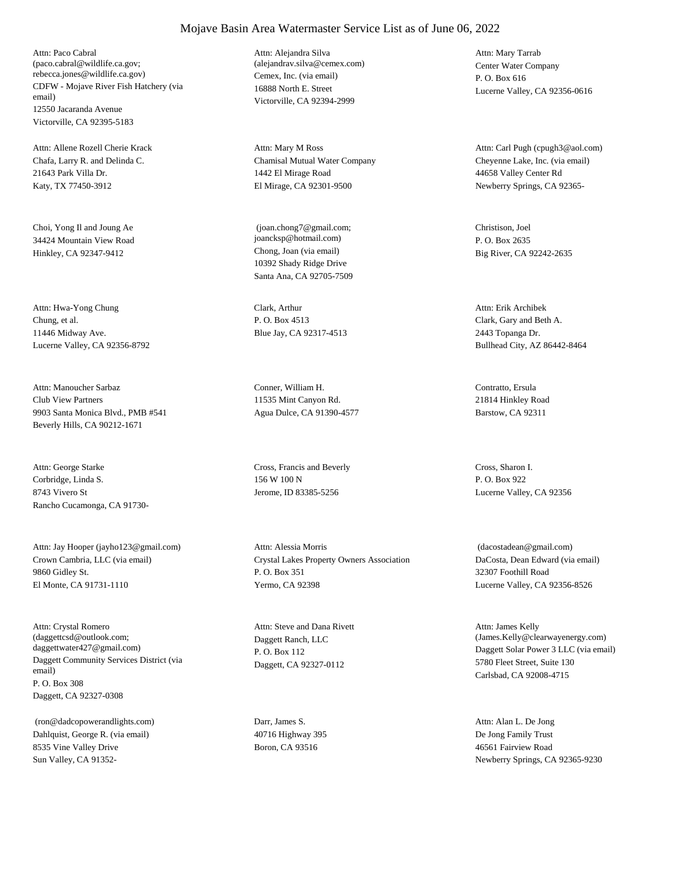# Mojave Basin Area Watermaster Service List as of June 06, 2022

Attn: Paco Cabral
(paco.cabral@wildlife.ca.gov; rebecca.jones@wildlife.ca.gov)
CDFW - Mojave River Fish Hatchery (via email)
12550 Jacaranda Avenue
Victorville, CA 92395-5183

Attn: Alejandra Silva
(alejandrav.silva@cemex.com)
Cemex, Inc. (via email)
16888 North E. Street
Victorville, CA 92394-2999

Attn: Mary Tarrab
Center Water Company
P. O. Box 616
Lucerne Valley, CA 92356-0616

Attn: Allene Rozell Cherie Krack
Chafa, Larry R. and Delinda C.
21643 Park Villa Dr.
Katy, TX 77450-3912

Attn: Mary M Ross
Chamisal Mutual Water Company
1442 El Mirage Road
El Mirage, CA 92301-9500

Attn: Carl Pugh (cpugh3@aol.com)
Cheyenne Lake, Inc. (via email)
44658 Valley Center Rd
Newberry Springs, CA 92365-

Choi, Yong Il and Joung Ae
34424 Mountain View Road
Hinkley, CA 92347-9412

(joan.chong7@gmail.com; joancksp@hotmail.com)
Chong, Joan (via email)
10392 Shady Ridge Drive
Santa Ana, CA 92705-7509

Christison, Joel
P. O. Box 2635
Big River, CA 92242-2635

Attn: Hwa-Yong Chung
Chung, et al.
11446 Midway Ave.
Lucerne Valley, CA 92356-8792

Clark, Arthur
P. O. Box 4513
Blue Jay, CA 92317-4513

Attn: Erik Archibek
Clark, Gary and Beth A.
2443 Topanga Dr.
Bullhead City, AZ 86442-8464

Attn: Manoucher Sarbaz
Club View Partners
9903 Santa Monica Blvd., PMB #541
Beverly Hills, CA 90212-1671

Conner, William H.
11535 Mint Canyon Rd.
Agua Dulce, CA 91390-4577

Contratto, Ersula
21814 Hinkley Road
Barstow, CA 92311

Attn: George Starke
Corbridge, Linda S.
8743 Vivero St
Rancho Cucamonga, CA 91730-

Cross, Francis and Beverly
156 W 100 N
Jerome, ID 83385-5256

Cross, Sharon I.
P. O. Box 922
Lucerne Valley, CA 92356

Attn: Jay Hooper (jayho123@gmail.com)
Crown Cambria, LLC (via email)
9860 Gidley St.
El Monte, CA 91731-1110

Attn: Alessia Morris
Crystal Lakes Property Owners Association
P. O. Box 351
Yermo, CA 92398

(dacostadean@gmail.com)
DaCosta, Dean Edward (via email)
32307 Foothill Road
Lucerne Valley, CA 92356-8526

Attn: Crystal Romero
(daggettcsd@outlook.com; daggettwater427@gmail.com)
Daggett Community Services District (via email)
P. O. Box 308
Daggett, CA 92327-0308

Attn: Steve and Dana Rivett
Daggett Ranch, LLC
P. O. Box 112
Daggett, CA 92327-0112

Attn: James Kelly
(James.Kelly@clearwayenergy.com)
Daggett Solar Power 3 LLC (via email)
5780 Fleet Street, Suite 130
Carlsbad, CA 92008-4715

(ron@dadcopowerandlights.com)
Dahlquist, George R. (via email)
8535 Vine Valley Drive
Sun Valley, CA 91352-

Darr, James S.
40716 Highway 395
Boron, CA 93516

Attn: Alan L. De Jong
De Jong Family Trust
46561 Fairview Road
Newberry Springs, CA 92365-9230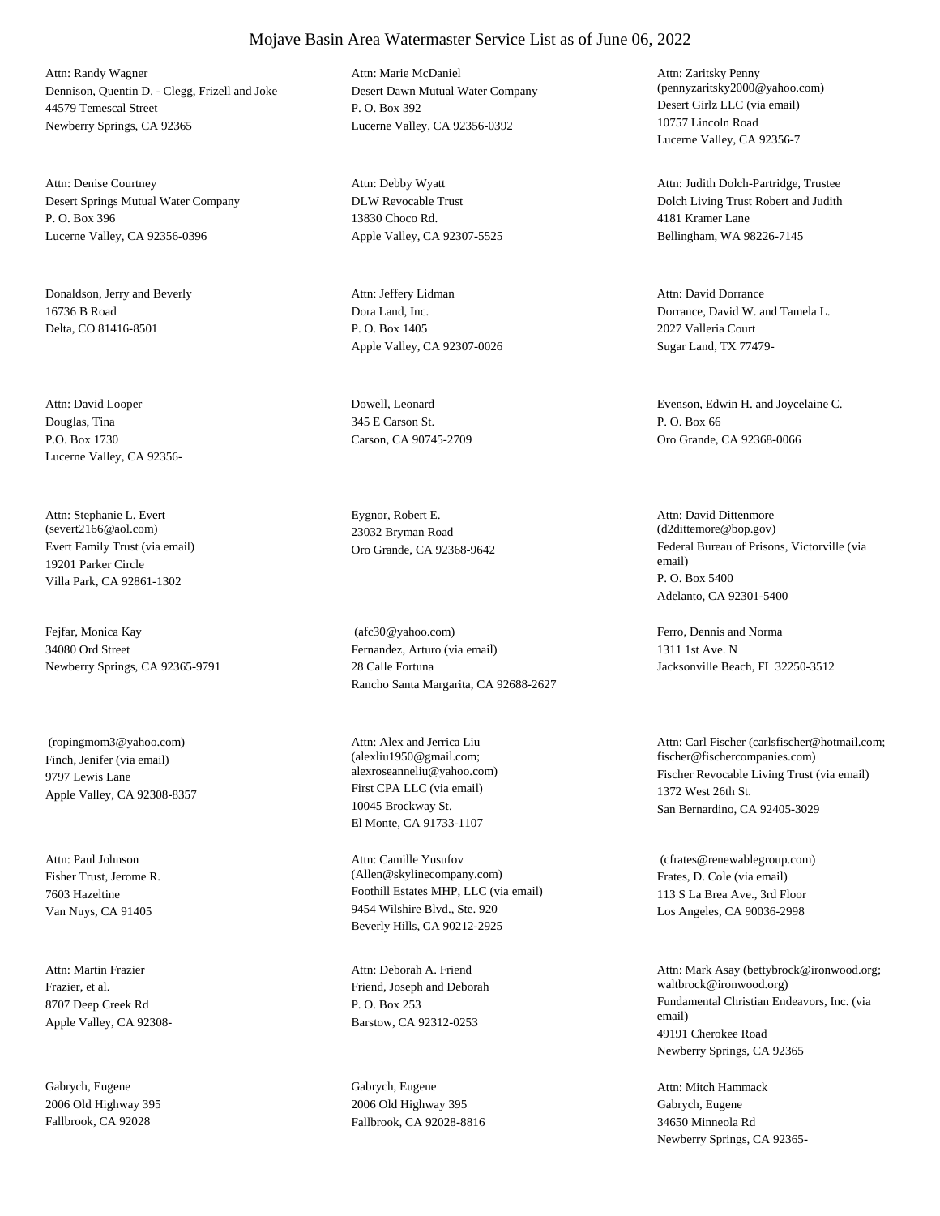# Mojave Basin Area Watermaster Service List as of June 06, 2022

Attn: Randy Wagner
Dennison, Quentin D. - Clegg, Frizell and Joke
44579 Temescal Street
Newberry Springs, CA 92365

Attn: Marie McDaniel
Desert Dawn Mutual Water Company
P. O. Box 392
Lucerne Valley, CA 92356-0392

Attn: Zaritsky Penny
(pennyzaritsky2000@yahoo.com)
Desert Girlz LLC (via email)
10757 Lincoln Road
Lucerne Valley, CA 92356-7

Attn: Denise Courtney
Desert Springs Mutual Water Company
P. O. Box 396
Lucerne Valley, CA 92356-0396

Attn: Debby Wyatt
DLW Revocable Trust
13830 Choco Rd.
Apple Valley, CA 92307-5525

Attn: Judith Dolch-Partridge, Trustee
Dolch Living Trust Robert and Judith
4181 Kramer Lane
Bellingham, WA 98226-7145

Donaldson, Jerry and Beverly
16736 B Road
Delta, CO 81416-8501

Attn: Jeffery Lidman
Dora Land, Inc.
P. O. Box 1405
Apple Valley, CA 92307-0026

Attn: David Dorrance
Dorrance, David W. and Tamela L.
2027 Valleria Court
Sugar Land, TX 77479-

Attn: David Looper
Douglas, Tina
P.O. Box 1730
Lucerne Valley, CA 92356-

Dowell, Leonard
345 E Carson St.
Carson, CA 90745-2709

Evenson, Edwin H. and Joycelaine C.
P. O. Box 66
Oro Grande, CA 92368-0066

Attn: Stephanie L. Evert
(severt2166@aol.com)
Evert Family Trust (via email)
19201 Parker Circle
Villa Park, CA 92861-1302

Eygnor, Robert E.
23032 Bryman Road
Oro Grande, CA 92368-9642

Attn: David Dittenmore
(d2dittemore@bop.gov)
Federal Bureau of Prisons, Victorville (via email)
P. O. Box 5400
Adelanto, CA 92301-5400

Fejfar, Monica Kay
34080 Ord Street
Newberry Springs, CA 92365-9791

(afc30@yahoo.com)
Fernandez, Arturo (via email)
28 Calle Fortuna
Rancho Santa Margarita, CA 92688-2627

Ferro, Dennis and Norma
1311 1st Ave. N
Jacksonville Beach, FL 32250-3512

(ropingmom3@yahoo.com)
Finch, Jenifer (via email)
9797 Lewis Lane
Apple Valley, CA 92308-8357

Attn: Alex and Jerrica Liu
(alexliu1950@gmail.com;
alexroseanneliu@yahoo.com)
First CPA LLC (via email)
10045 Brockway St.
El Monte, CA 91733-1107

Attn: Carl Fischer (carlsfischer@hotmail.com;
fischer@fischercompanies.com)
Fischer Revocable Living Trust (via email)
1372 West 26th St.
San Bernardino, CA 92405-3029

Attn: Paul Johnson
Fisher Trust, Jerome R.
7603 Hazeltine
Van Nuys, CA 91405

Attn: Camille Yusufov
(Allen@skylinecompany.com)
Foothill Estates MHP, LLC (via email)
9454 Wilshire Blvd., Ste. 920
Beverly Hills, CA 90212-2925

(cfrates@renewablegroup.com)
Frates, D. Cole (via email)
113 S La Brea Ave., 3rd Floor
Los Angeles, CA 90036-2998

Attn: Martin Frazier
Frazier, et al.
8707 Deep Creek Rd
Apple Valley, CA 92308-

Attn: Deborah A. Friend
Friend, Joseph and Deborah
P. O. Box 253
Barstow, CA 92312-0253

Attn: Mark Asay (bettybrock@ironwood.org;
waltbrock@ironwood.org)
Fundamental Christian Endeavors, Inc. (via email)
49191 Cherokee Road
Newberry Springs, CA 92365

Gabrych, Eugene
2006 Old Highway 395
Fallbrook, CA 92028

Gabrych, Eugene
2006 Old Highway 395
Fallbrook, CA 92028-8816

Attn: Mitch Hammack
Gabrych, Eugene
34650 Minneola Rd
Newberry Springs, CA 92365-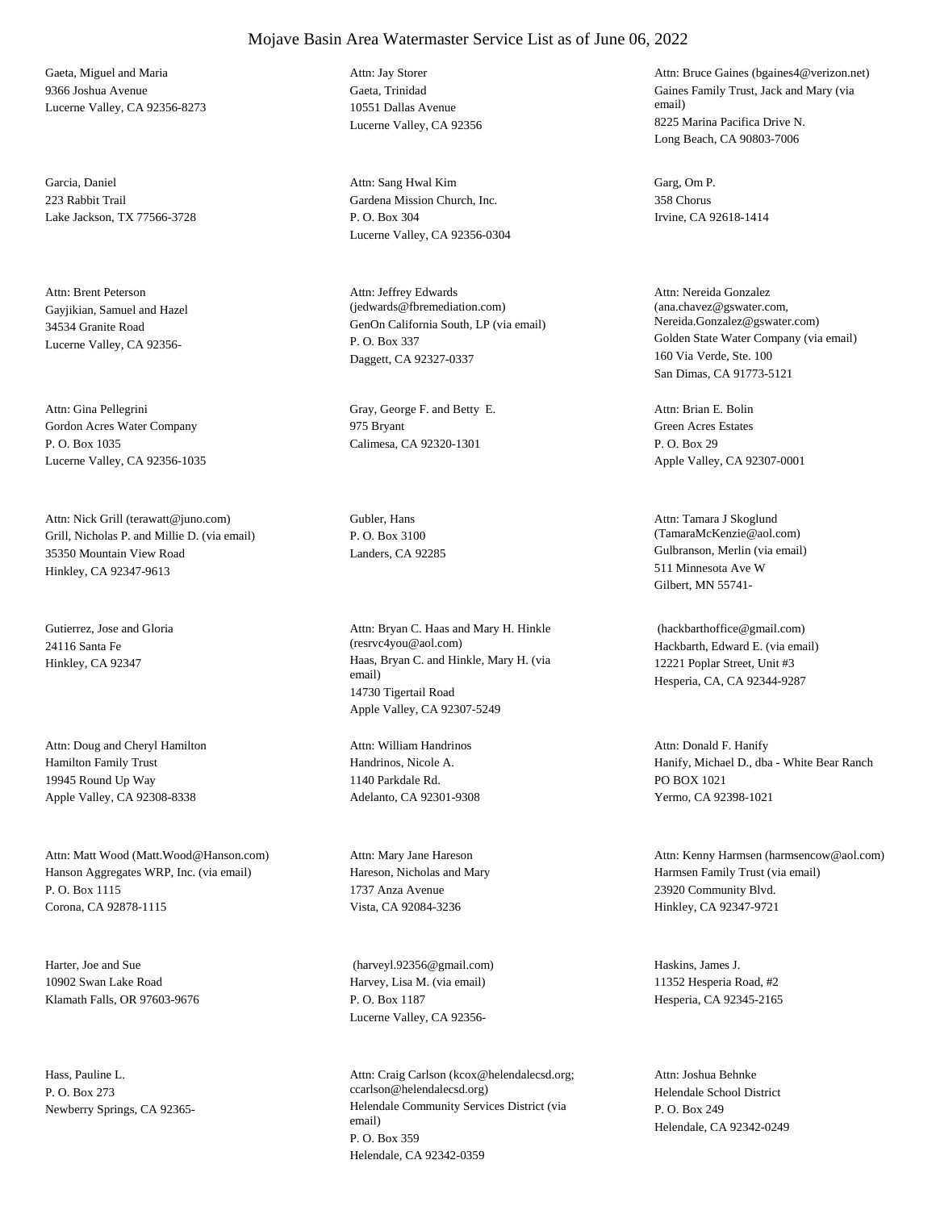Mojave Basin Area Watermaster Service List as of June 06, 2022

Gaeta, Miguel and Maria
9366 Joshua Avenue
Lucerne Valley, CA 92356-8273

Attn: Jay Storer
Gaeta, Trinidad
10551 Dallas Avenue
Lucerne Valley, CA 92356

Attn: Bruce Gaines (bgaines4@verizon.net)
Gaines Family Trust, Jack and Mary (via email)
8225 Marina Pacifica Drive N.
Long Beach, CA 90803-7006

Garcia, Daniel
223 Rabbit Trail
Lake Jackson, TX 77566-3728

Attn: Sang Hwal Kim
Gardena Mission Church, Inc.
P. O. Box 304
Lucerne Valley, CA 92356-0304

Garg, Om P.
358 Chorus
Irvine, CA 92618-1414

Attn: Brent Peterson
Gayjikian, Samuel and Hazel
34534 Granite Road
Lucerne Valley, CA 92356-

Attn: Jeffrey Edwards (jedwards@fbremediation.com)
GenOn California South, LP (via email)
P. O. Box 337
Daggett, CA 92327-0337

Attn: Nereida Gonzalez (ana.chavez@gswater.com, Nereida.Gonzalez@gswater.com)
Golden State Water Company (via email)
160 Via Verde, Ste. 100
San Dimas, CA 91773-5121

Attn: Gina Pellegrini
Gordon Acres Water Company
P. O. Box 1035
Lucerne Valley, CA 92356-1035

Gray, George F. and Betty E.
975 Bryant
Calimesa, CA 92320-1301

Attn: Brian E. Bolin
Green Acres Estates
P. O. Box 29
Apple Valley, CA 92307-0001

Attn: Nick Grill (terawatt@juno.com)
Grill, Nicholas P. and Millie D. (via email)
35350 Mountain View Road
Hinkley, CA 92347-9613

Gubler, Hans
P. O. Box 3100
Landers, CA 92285

Attn: Tamara J Skoglund (TamaraMcKenzie@aol.com)
Gulbranson, Merlin (via email)
511 Minnesota Ave W
Gilbert, MN 55741-

Gutierrez, Jose and Gloria
24116 Santa Fe
Hinkley, CA 92347

Attn: Bryan C. Haas and Mary H. Hinkle (resrvc4you@aol.com)
Haas, Bryan C. and Hinkle, Mary H. (via email)
14730 Tigertail Road
Apple Valley, CA 92307-5249

(hackbarthoffice@gmail.com)
Hackbarth, Edward E. (via email)
12221 Poplar Street, Unit #3
Hesperia, CA, CA 92344-9287

Attn: Doug and Cheryl Hamilton
Hamilton Family Trust
19945 Round Up Way
Apple Valley, CA 92308-8338

Attn: William Handrinos
Handrinos, Nicole A.
1140 Parkdale Rd.
Adelanto, CA 92301-9308

Attn: Donald F. Hanify
Hanify, Michael D., dba - White Bear Ranch
PO BOX 1021
Yermo, CA 92398-1021

Attn: Matt Wood (Matt.Wood@Hanson.com)
Hanson Aggregates WRP, Inc. (via email)
P. O. Box 1115
Corona, CA 92878-1115

Attn: Mary Jane Hareson
Hareson, Nicholas and Mary
1737 Anza Avenue
Vista, CA 92084-3236

Attn: Kenny Harmsen (harmsencow@aol.com)
Harmsen Family Trust (via email)
23920 Community Blvd.
Hinkley, CA 92347-9721

Harter, Joe and Sue
10902 Swan Lake Road
Klamath Falls, OR 97603-9676

(harveyl.92356@gmail.com)
Harvey, Lisa M. (via email)
P. O. Box 1187
Lucerne Valley, CA 92356-

Haskins, James J.
11352 Hesperia Road, #2
Hesperia, CA 92345-2165

Hass, Pauline L.
P. O. Box 273
Newberry Springs, CA 92365-

Attn: Craig Carlson (kcox@helendalecsd.org; ccarlson@helendalecsd.org)
Helendale Community Services District (via email)
P. O. Box 359
Helendale, CA 92342-0359

Attn: Joshua Behnke
Helendale School District
P. O. Box 249
Helendale, CA 92342-0249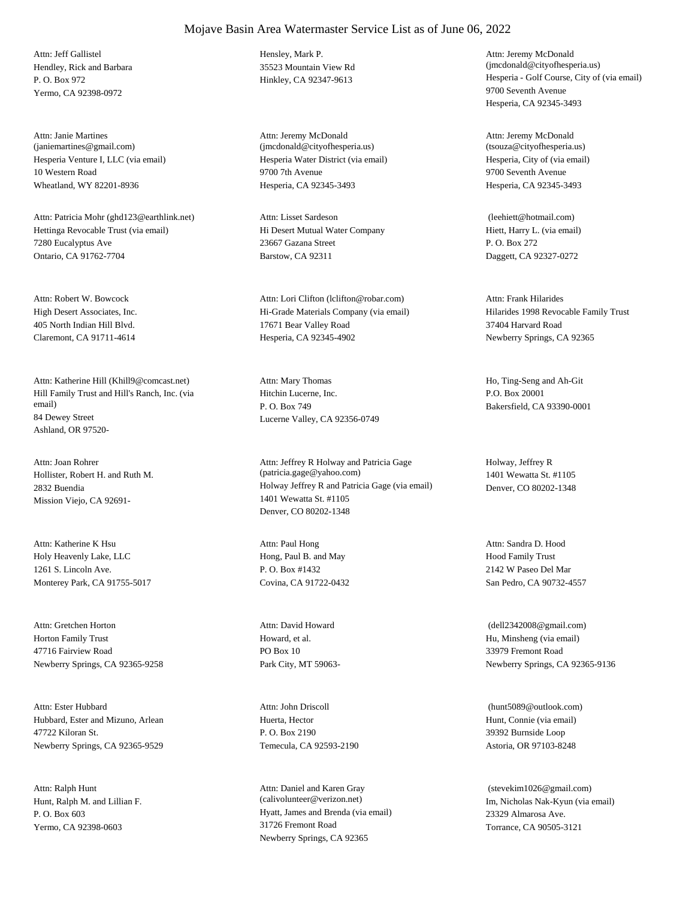# Mojave Basin Area Watermaster Service List as of June 06, 2022

Attn: Jeff Gallistel
Hendley, Rick and Barbara
P. O. Box 972
Yermo, CA 92398-0972

Hensley, Mark P.
35523 Mountain View Rd
Hinkley, CA 92347-9613

Attn: Jeremy McDonald
(jmcdonald@cityofhesperia.us)
Hesperia - Golf Course, City of (via email)
9700 Seventh Avenue
Hesperia, CA 92345-3493

Attn: Janie Martines
(janiemartines@gmail.com)
Hesperia Venture I, LLC (via email)
10 Western Road
Wheatland, WY 82201-8936

Attn: Jeremy McDonald
(jmcdonald@cityofhesperia.us)
Hesperia Water District (via email)
9700 7th Avenue
Hesperia, CA 92345-3493

Attn: Jeremy McDonald
(tsouza@cityofhesperia.us)
Hesperia, City of (via email)
9700 Seventh Avenue
Hesperia, CA 92345-3493

Attn: Patricia Mohr (ghd123@earthlink.net)
Hettinga Revocable Trust (via email)
7280 Eucalyptus Ave
Ontario, CA 91762-7704

Attn: Lisset Sardeson
Hi Desert Mutual Water Company
23667 Gazana Street
Barstow, CA 92311

(leehiett@hotmail.com)
Hiett, Harry L. (via email)
P. O. Box 272
Daggett, CA 92327-0272

Attn: Robert W. Bowcock
High Desert Associates, Inc.
405 North Indian Hill Blvd.
Claremont, CA 91711-4614

Attn: Lori Clifton (lclifton@robar.com)
Hi-Grade Materials Company (via email)
17671 Bear Valley Road
Hesperia, CA 92345-4902

Attn: Frank Hilarides
Hilarides 1998 Revocable Family Trust
37404 Harvard Road
Newberry Springs, CA 92365

Attn: Katherine Hill (Khill9@comcast.net)
Hill Family Trust and Hill's Ranch, Inc. (via email)
84 Dewey Street
Ashland, OR 97520-

Attn: Mary Thomas
Hitchin Lucerne, Inc.
P. O. Box 749
Lucerne Valley, CA 92356-0749

Ho, Ting-Seng and Ah-Git
P.O. Box 20001
Bakersfield, CA 93390-0001

Attn: Joan Rohrer
Hollister, Robert H. and Ruth M.
2832 Buendia
Mission Viejo, CA 92691-

Attn: Jeffrey R Holway and Patricia Gage
(patricia.gage@yahoo.com)
Holway Jeffrey R and Patricia Gage (via email)
1401 Wewatta St. #1105
Denver, CO 80202-1348

Holway, Jeffrey R
1401 Wewatta St. #1105
Denver, CO 80202-1348

Attn: Katherine K Hsu
Holy Heavenly Lake, LLC
1261 S. Lincoln Ave.
Monterey Park, CA 91755-5017

Attn: Paul Hong
Hong, Paul B. and May
P. O. Box #1432
Covina, CA 91722-0432

Attn: Sandra D. Hood
Hood Family Trust
2142 W Paseo Del Mar
San Pedro, CA 90732-4557

Attn: Gretchen Horton
Horton Family Trust
47716 Fairview Road
Newberry Springs, CA 92365-9258

Attn: David Howard
Howard, et al.
PO Box 10
Park City, MT 59063-

(dell2342008@gmail.com)
Hu, Minsheng (via email)
33979 Fremont Road
Newberry Springs, CA 92365-9136

Attn: Ester Hubbard
Hubbard, Ester and Mizuno, Arlean
47722 Kiloran St.
Newberry Springs, CA 92365-9529

Attn: John Driscoll
Huerta, Hector
P. O. Box 2190
Temecula, CA 92593-2190

(hunt5089@outlook.com)
Hunt, Connie (via email)
39392 Burnside Loop
Astoria, OR 97103-8248

Attn: Ralph Hunt
Hunt, Ralph M. and Lillian F.
P. O. Box 603
Yermo, CA 92398-0603

Attn: Daniel and Karen Gray
(calivolunteer@verizon.net)
Hyatt, James and Brenda (via email)
31726 Fremont Road
Newberry Springs, CA 92365

(stevekim1026@gmail.com)
Im, Nicholas Nak-Kyun (via email)
23329 Almarosa Ave.
Torrance, CA 90505-3121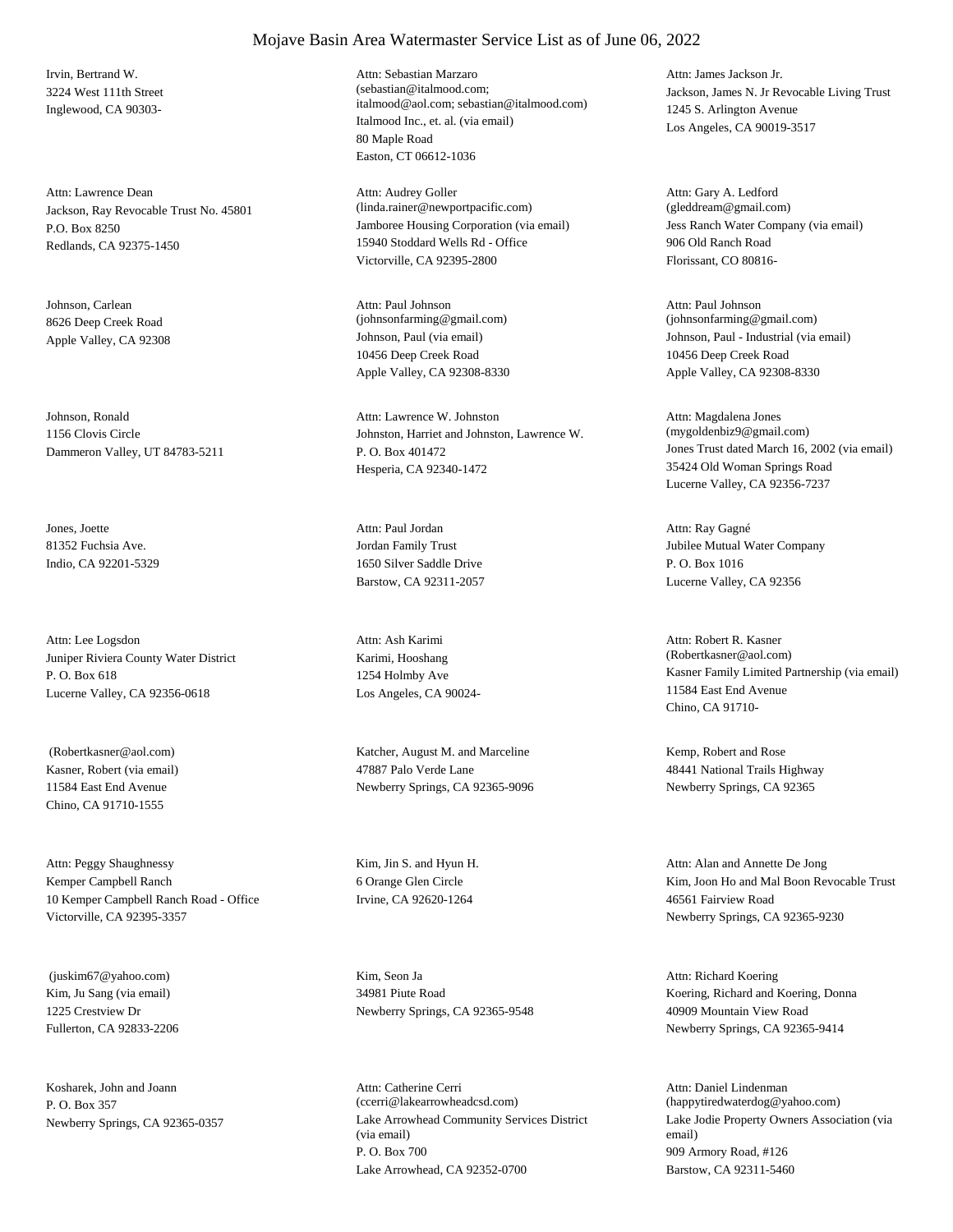# Mojave Basin Area Watermaster Service List as of June 06, 2022

Irvin, Bertrand W.
3224 West 111th Street
Inglewood, CA 90303-

Attn: Sebastian Marzaro
(sebastian@italmood.com; italmood@aol.com; sebastian@italmood.com)
Italmood Inc., et. al. (via email)
80 Maple Road
Easton, CT 06612-1036

Attn: James Jackson Jr.
Jackson, James N. Jr Revocable Living Trust
1245 S. Arlington Avenue
Los Angeles, CA 90019-3517

Attn: Lawrence Dean
Jackson, Ray Revocable Trust No. 45801
P.O. Box 8250
Redlands, CA 92375-1450

Attn: Audrey Goller
(linda.rainer@newportpacific.com)
Jamboree Housing Corporation (via email)
15940 Stoddard Wells Rd - Office
Victorville, CA 92395-2800

Attn: Gary A. Ledford
(gleddream@gmail.com)
Jess Ranch Water Company (via email)
906 Old Ranch Road
Florissant, CO 80816-

Johnson, Carlean
8626 Deep Creek Road
Apple Valley, CA 92308

Attn: Paul Johnson
(johnsonfarming@gmail.com)
Johnson, Paul (via email)
10456 Deep Creek Road
Apple Valley, CA 92308-8330

Attn: Paul Johnson
(johnsonfarming@gmail.com)
Johnson, Paul - Industrial (via email)
10456 Deep Creek Road
Apple Valley, CA 92308-8330

Johnson, Ronald
1156 Clovis Circle
Dammeron Valley, UT 84783-5211

Attn: Lawrence W. Johnston
Johnston, Harriet and Johnston, Lawrence W.
P. O. Box 401472
Hesperia, CA 92340-1472

Attn: Magdalena Jones
(mygoldenbiz9@gmail.com)
Jones Trust dated March 16, 2002 (via email)
35424 Old Woman Springs Road
Lucerne Valley, CA 92356-7237

Jones, Joette
81352 Fuchsia Ave.
Indio, CA 92201-5329

Attn: Paul Jordan
Jordan Family Trust
1650 Silver Saddle Drive
Barstow, CA 92311-2057

Attn: Ray Gagné
Jubilee Mutual Water Company
P. O. Box 1016
Lucerne Valley, CA 92356

Attn: Lee Logsdon
Juniper Riviera County Water District
P. O. Box 618
Lucerne Valley, CA 92356-0618

Attn: Ash Karimi
Karimi, Hooshang
1254 Holmby Ave
Los Angeles, CA 90024-

Attn: Robert R. Kasner
(Robertkasner@aol.com)
Kasner Family Limited Partnership (via email)
11584 East End Avenue
Chino, CA 91710-

(Robertkasner@aol.com)
Kasner, Robert (via email)
11584 East End Avenue
Chino, CA 91710-1555

Katcher, August M. and Marceline
47887 Palo Verde Lane
Newberry Springs, CA 92365-9096

Kemp, Robert and Rose
48441 National Trails Highway
Newberry Springs, CA 92365

Attn: Peggy Shaughnessy
Kemper Campbell Ranch
10 Kemper Campbell Ranch Road - Office
Victorville, CA 92395-3357

Kim, Jin S. and Hyun H.
6 Orange Glen Circle
Irvine, CA 92620-1264

Attn: Alan and Annette De Jong
Kim, Joon Ho and Mal Boon Revocable Trust
46561 Fairview Road
Newberry Springs, CA 92365-9230

(juskim67@yahoo.com)
Kim, Ju Sang (via email)
1225 Crestview Dr
Fullerton, CA 92833-2206

Kim, Seon Ja
34981 Piute Road
Newberry Springs, CA 92365-9548

Attn: Richard Koering
Koering, Richard and Koering, Donna
40909 Mountain View Road
Newberry Springs, CA 92365-9414

Kosharek, John and Joann
P. O. Box 357
Newberry Springs, CA 92365-0357

Attn: Catherine Cerri
(ccerri@lakearrowheadcsd.com)
Lake Arrowhead Community Services District (via email)
P. O. Box 700
Lake Arrowhead, CA 92352-0700

Attn: Daniel Lindenman
(happytiredwaterdog@yahoo.com)
Lake Jodie Property Owners Association (via email)
909 Armory Road, #126
Barstow, CA 92311-5460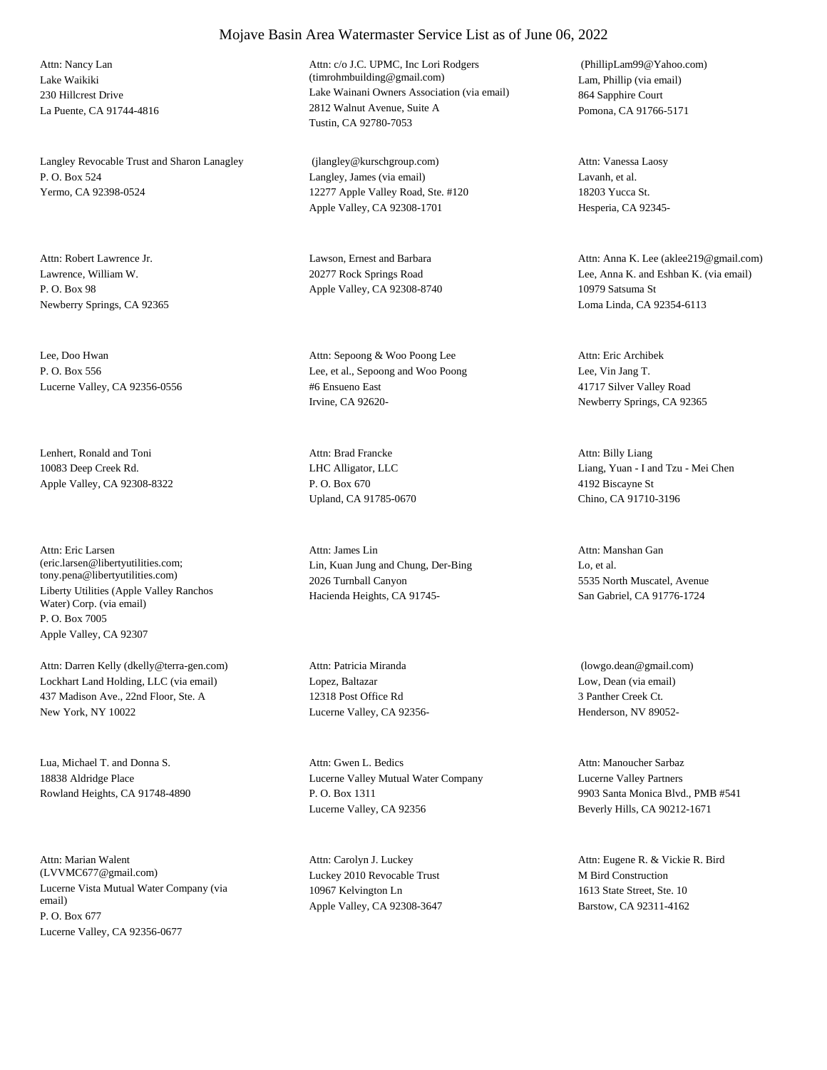# Mojave Basin Area Watermaster Service List as of June 06, 2022

Attn: Nancy Lan
Lake Waikiki
230 Hillcrest Drive
La Puente, CA 91744-4816

Attn: c/o J.C. UPMC, Inc Lori Rodgers
(timrohmbuilding@gmail.com)
Lake Wainani Owners Association (via email)
2812 Walnut Avenue, Suite A
Tustin, CA 92780-7053

(PhillipLam99@Yahoo.com)
Lam, Phillip (via email)
864 Sapphire Court
Pomona, CA 91766-5171

Langley Revocable Trust and Sharon Lanagley
P. O. Box 524
Yermo, CA 92398-0524

(jlangley@kurschgroup.com)
Langley, James (via email)
12277 Apple Valley Road, Ste. #120
Apple Valley, CA 92308-1701

Attn: Vanessa Laosy
Lavanh, et al.
18203 Yucca St.
Hesperia, CA 92345-

Attn: Robert Lawrence Jr.
Lawrence, William W.
P. O. Box 98
Newberry Springs, CA 92365

Lawson, Ernest and Barbara
20277 Rock Springs Road
Apple Valley, CA 92308-8740

Attn: Anna K. Lee (aklee219@gmail.com)
Lee, Anna K. and Eshban K. (via email)
10979 Satsuma St
Loma Linda, CA 92354-6113

Lee, Doo Hwan
P. O. Box 556
Lucerne Valley, CA 92356-0556

Attn: Sepoong & Woo Poong Lee
Lee, et al., Sepoong and Woo Poong
#6 Ensueno East
Irvine, CA 92620-

Attn: Eric Archibek
Lee, Vin Jang T.
41717 Silver Valley Road
Newberry Springs, CA 92365

Lenhert, Ronald and Toni
10083 Deep Creek Rd.
Apple Valley, CA 92308-8322

Attn: Brad Francke
LHC Alligator, LLC
P. O. Box 670
Upland, CA 91785-0670

Attn: Billy Liang
Liang, Yuan - I and Tzu - Mei Chen
4192 Biscayne St
Chino, CA 91710-3196

Attn: Eric Larsen
(eric.larsen@libertyutilities.com;
tony.pena@libertyutilities.com)
Liberty Utilities (Apple Valley Ranchos Water) Corp. (via email)
P. O. Box 7005
Apple Valley, CA 92307

Attn: James Lin
Lin, Kuan Jung and Chung, Der-Bing
2026 Turnball Canyon
Hacienda Heights, CA 91745-

Attn: Manshan Gan
Lo, et al.
5535 North Muscatel, Avenue
San Gabriel, CA 91776-1724

Attn: Darren Kelly (dkelly@terra-gen.com)
Lockhart Land Holding, LLC (via email)
437 Madison Ave., 22nd Floor, Ste. A
New York, NY 10022

Attn: Patricia Miranda
Lopez, Baltazar
12318 Post Office Rd
Lucerne Valley, CA 92356-

(lowgo.dean@gmail.com)
Low, Dean (via email)
3 Panther Creek Ct.
Henderson, NV 89052-

Lua, Michael T. and Donna S.
18838 Aldridge Place
Rowland Heights, CA 91748-4890

Attn: Gwen L. Bedics
Lucerne Valley Mutual Water Company
P. O. Box 1311
Lucerne Valley, CA 92356

Attn: Manoucher Sarbaz
Lucerne Valley Partners
9903 Santa Monica Blvd., PMB #541
Beverly Hills, CA 90212-1671

Attn: Marian Walent
(LVVMC677@gmail.com)
Lucerne Vista Mutual Water Company (via email)
P. O. Box 677
Lucerne Valley, CA 92356-0677

Attn: Carolyn J. Luckey
Luckey 2010 Revocable Trust
10967 Kelvington Ln
Apple Valley, CA 92308-3647

Attn: Eugene R. & Vickie R. Bird
M Bird Construction
1613 State Street, Ste. 10
Barstow, CA 92311-4162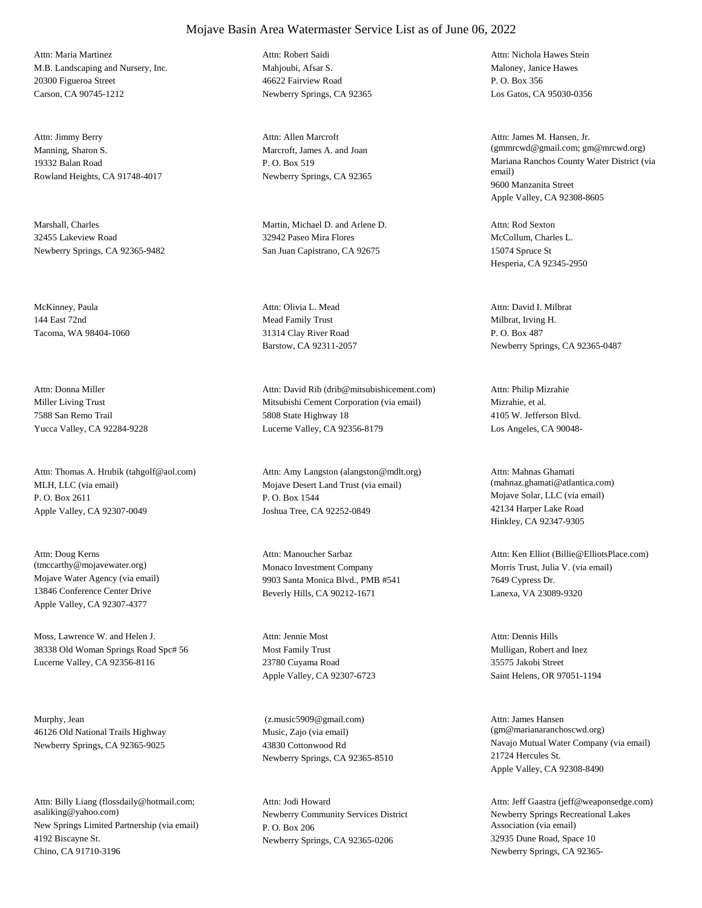# Mojave Basin Area Watermaster Service List as of June 06, 2022

Attn: Maria Martinez
M.B. Landscaping and Nursery, Inc.
20300 Figueroa Street
Carson, CA 90745-1212

Attn: Robert Saidi
Mahjoubi, Afsar S.
46622 Fairview Road
Newberry Springs, CA 92365

Attn: Nichola Hawes Stein
Maloney, Janice Hawes
P. O. Box 356
Los Gatos, CA 95030-0356

Attn: Jimmy Berry
Manning, Sharon S.
19332 Balan Road
Rowland Heights, CA 91748-4017

Attn: Allen Marcroft
Marcroft, James A. and Joan
P. O. Box 519
Newberry Springs, CA 92365

Attn: James M. Hansen, Jr.
(gmmrcwd@gmail.com; gm@mrcwd.org)
Mariana Ranchos County Water District (via email)
9600 Manzanita Street
Apple Valley, CA 92308-8605

Marshall, Charles
32455 Lakeview Road
Newberry Springs, CA 92365-9482

Martin, Michael D. and Arlene D.
32942 Paseo Mira Flores
San Juan Capistrano, CA 92675

Attn: Rod Sexton
McCollum, Charles L.
15074 Spruce St
Hesperia, CA 92345-2950

McKinney, Paula
144 East 72nd
Tacoma, WA 98404-1060

Attn: Olivia L. Mead
Mead Family Trust
31314 Clay River Road
Barstow, CA 92311-2057

Attn: David I. Milbrat
Milbrat, Irving H.
P. O. Box 487
Newberry Springs, CA 92365-0487

Attn: Donna Miller
Miller Living Trust
7588 San Remo Trail
Yucca Valley, CA 92284-9228

Attn: David Rib (drib@mitsubishicement.com)
Mitsubishi Cement Corporation (via email)
5808 State Highway 18
Lucerne Valley, CA 92356-8179

Attn: Philip Mizrahie
Mizrahie, et al.
4105 W. Jefferson Blvd.
Los Angeles, CA 90048-

Attn: Thomas A. Hrubik (tahgolf@aol.com)
MLH, LLC (via email)
P. O. Box 2611
Apple Valley, CA 92307-0049

Attn: Amy Langston (alangston@mdlt.org)
Mojave Desert Land Trust (via email)
P. O. Box 1544
Joshua Tree, CA 92252-0849

Attn: Mahnas Ghamati
(mahnaz.ghamati@atlantica.com)
Mojave Solar, LLC (via email)
42134 Harper Lake Road
Hinkley, CA 92347-9305

Attn: Doug Kerns
(tmccarthy@mojavewater.org)
Mojave Water Agency (via email)
13846 Conference Center Drive
Apple Valley, CA 92307-4377

Attn: Manoucher Sarbaz
Monaco Investment Company
9903 Santa Monica Blvd., PMB #541
Beverly Hills, CA 90212-1671

Attn: Ken Elliot (Billie@ElliotsPlace.com)
Morris Trust, Julia V. (via email)
7649 Cypress Dr.
Lanexa, VA 23089-9320

Moss, Lawrence W. and Helen J.
38338 Old Woman Springs Road Spc# 56
Lucerne Valley, CA 92356-8116

Attn: Jennie Most
Most Family Trust
23780 Cuyama Road
Apple Valley, CA 92307-6723

Attn: Dennis Hills
Mulligan, Robert and Inez
35575 Jakobi Street
Saint Helens, OR 97051-1194

Murphy, Jean
46126 Old National Trails Highway
Newberry Springs, CA 92365-9025

(z.music5909@gmail.com)
Music, Zajo (via email)
43830 Cottonwood Rd
Newberry Springs, CA 92365-8510

Attn: James Hansen
(gm@marianaranchoscwd.org)
Navajo Mutual Water Company (via email)
21724 Hercules St.
Apple Valley, CA 92308-8490

Attn: Billy Liang (flossdaily@hotmail.com; asaliking@yahoo.com)
New Springs Limited Partnership (via email)
4192 Biscayne St.
Chino, CA 91710-3196

Attn: Jodi Howard
Newberry Community Services District
P. O. Box 206
Newberry Springs, CA 92365-0206

Attn: Jeff Gaastra (jeff@weaponsedge.com)
Newberry Springs Recreational Lakes Association (via email)
32935 Dune Road, Space 10
Newberry Springs, CA 92365-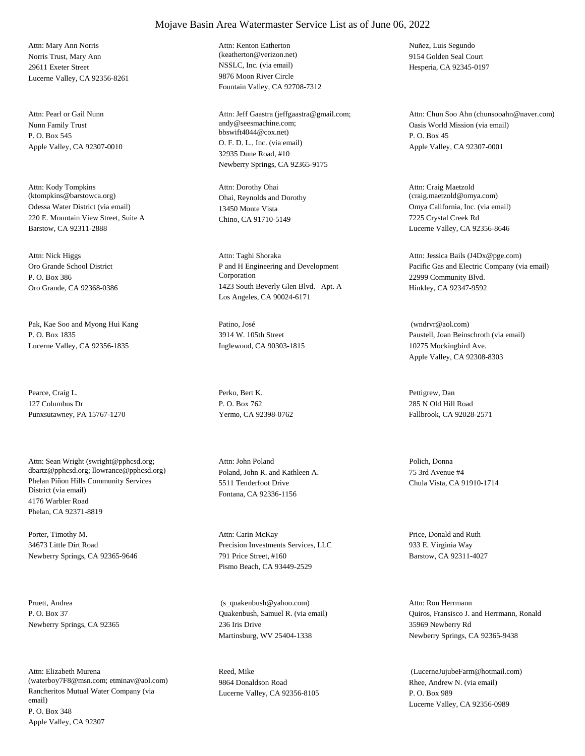# Mojave Basin Area Watermaster Service List as of June 06, 2022

Attn: Mary Ann Norris
Norris Trust, Mary Ann
29611 Exeter Street
Lucerne Valley, CA 92356-8261

Attn: Kenton Eatherton
(keatherton@verizon.net)
NSSLC, Inc. (via email)
9876 Moon River Circle
Fountain Valley, CA 92708-7312

Nuñez, Luis Segundo
9154 Golden Seal Court
Hesperia, CA 92345-0197

Attn: Pearl or Gail Nunn
Nunn Family Trust
P. O. Box 545
Apple Valley, CA 92307-0010

Attn: Jeff Gaastra (jeffgaastra@gmail.com; andy@seesmachine.com; bbswift4044@cox.net)
O. F. D. L., Inc. (via email)
32935 Dune Road, #10
Newberry Springs, CA 92365-9175

Attn: Chun Soo Ahn (chunsooahn@naver.com)
Oasis World Mission (via email)
P. O. Box 45
Apple Valley, CA 92307-0001

Attn: Kody Tompkins
(ktompkins@barstowca.org)
Odessa Water District (via email)
220 E. Mountain View Street, Suite A
Barstow, CA 92311-2888

Attn: Dorothy Ohai
Ohai, Reynolds and Dorothy
13450 Monte Vista
Chino, CA 91710-5149

Attn: Craig Maetzold
(craig.maetzold@omya.com)
Omya California, Inc. (via email)
7225 Crystal Creek Rd
Lucerne Valley, CA 92356-8646

Attn: Nick Higgs
Oro Grande School District
P. O. Box 386
Oro Grande, CA 92368-0386

Attn: Taghi Shoraka
P and H Engineering and Development Corporation
1423 South Beverly Glen Blvd. Apt. A
Los Angeles, CA 90024-6171

Attn: Jessica Bails (J4Dx@pge.com)
Pacific Gas and Electric Company (via email)
22999 Community Blvd.
Hinkley, CA 92347-9592

Pak, Kae Soo and Myong Hui Kang
P. O. Box 1835
Lucerne Valley, CA 92356-1835

Patino, José
3914 W. 105th Street
Inglewood, CA 90303-1815

(wndrvr@aol.com)
Paustell, Joan Beinschroth (via email)
10275 Mockingbird Ave.
Apple Valley, CA 92308-8303

Pearce, Craig L.
127 Columbus Dr
Punxsutawney, PA 15767-1270

Perko, Bert K.
P. O. Box 762
Yermo, CA 92398-0762

Pettigrew, Dan
285 N Old Hill Road
Fallbrook, CA 92028-2571

Attn: Sean Wright (swright@pphcsd.org; dbartz@pphcsd.org; llowrance@pphcsd.org)
Phelan Piñon Hills Community Services District (via email)
4176 Warbler Road
Phelan, CA 92371-8819

Attn: John Poland
Poland, John R. and Kathleen A.
5511 Tenderfoot Drive
Fontana, CA 92336-1156

Polich, Donna
75 3rd Avenue #4
Chula Vista, CA 91910-1714

Porter, Timothy M.
34673 Little Dirt Road
Newberry Springs, CA 92365-9646

Attn: Carin McKay
Precision Investments Services, LLC
791 Price Street, #160
Pismo Beach, CA 93449-2529

Price, Donald and Ruth
933 E. Virginia Way
Barstow, CA 92311-4027

Pruett, Andrea
P. O. Box 37
Newberry Springs, CA 92365

(s_quakenbush@yahoo.com)
Quakenbush, Samuel R. (via email)
236 Iris Drive
Martinsburg, WV 25404-1338

Attn: Ron Herrmann
Quiros, Fransisco J. and Herrmann, Ronald
35969 Newberry Rd
Newberry Springs, CA 92365-9438

Attn: Elizabeth Murena
(waterboy7F8@msn.com; etminav@aol.com)
Rancheritos Mutual Water Company (via email)
P. O. Box 348
Apple Valley, CA 92307

Reed, Mike
9864 Donaldson Road
Lucerne Valley, CA 92356-8105

(LucerneJujubeFarm@hotmail.com)
Rhee, Andrew N. (via email)
P. O. Box 989
Lucerne Valley, CA 92356-0989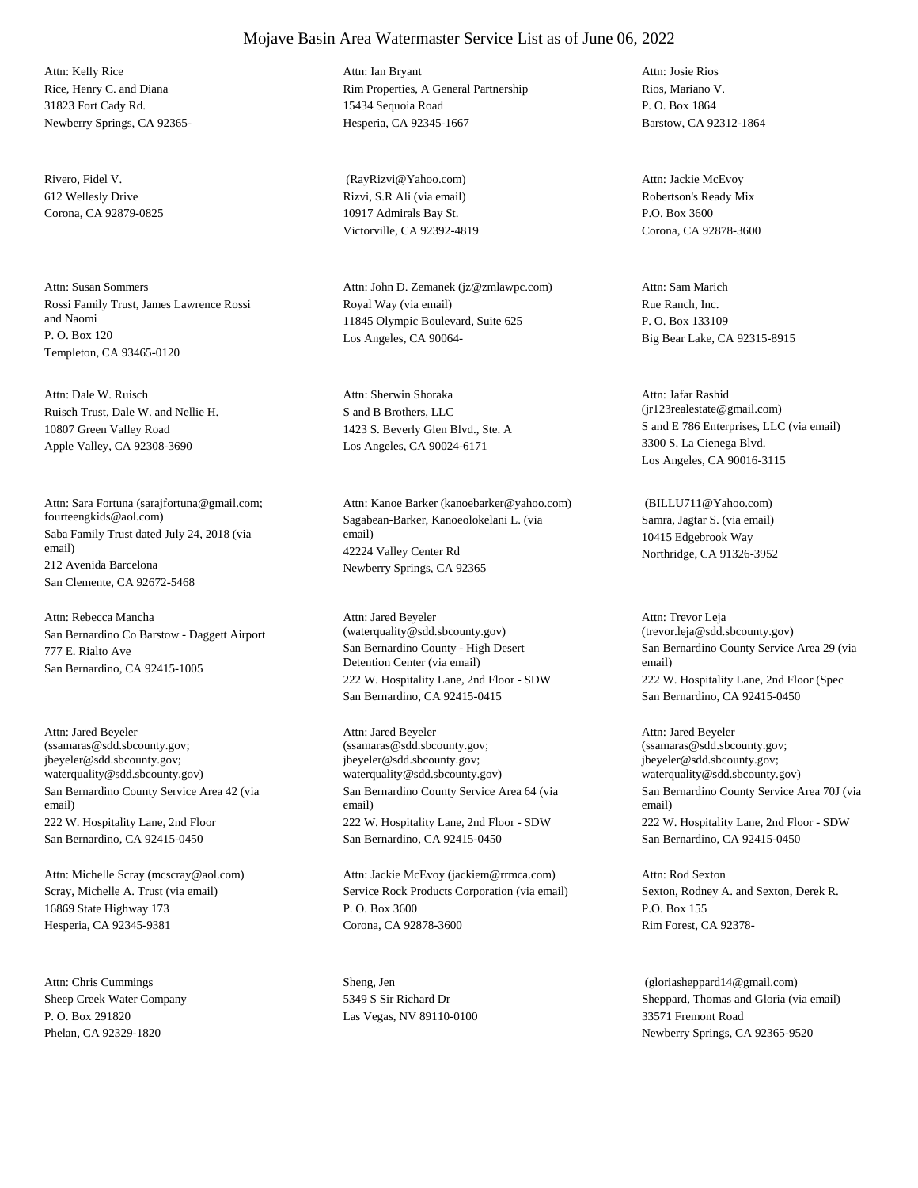# Mojave Basin Area Watermaster Service List as of June 06, 2022

Attn: Kelly Rice
Rice, Henry C. and Diana
31823 Fort Cady Rd.
Newberry Springs, CA 92365-

Attn: Ian Bryant
Rim Properties, A General Partnership
15434 Sequoia Road
Hesperia, CA 92345-1667

Attn: Josie Rios
Rios, Mariano V.
P. O. Box 1864
Barstow, CA 92312-1864

Rivero, Fidel V.
612 Wellesly Drive
Corona, CA 92879-0825

(RayRizvi@Yahoo.com)
Rizvi, S.R Ali (via email)
10917 Admirals Bay St.
Victorville, CA 92392-4819

Attn: Jackie McEvoy
Robertson's Ready Mix
P.O. Box 3600
Corona, CA 92878-3600

Attn: Susan Sommers
Rossi Family Trust, James Lawrence Rossi and Naomi
P. O. Box 120
Templeton, CA 93465-0120

Attn: John D. Zemanek (jz@zmlawpc.com)
Royal Way (via email)
11845 Olympic Boulevard, Suite 625
Los Angeles, CA 90064-

Attn: Sam Marich
Rue Ranch, Inc.
P. O. Box 133109
Big Bear Lake, CA 92315-8915

Attn: Dale W. Ruisch
Ruisch Trust, Dale W. and Nellie H.
10807 Green Valley Road
Apple Valley, CA 92308-3690

Attn: Sherwin Shoraka
S and B Brothers, LLC
1423 S. Beverly Glen Blvd., Ste. A
Los Angeles, CA 90024-6171

Attn: Jafar Rashid (jr123realestate@gmail.com)
S and E 786 Enterprises, LLC (via email)
3300 S. La Cienega Blvd.
Los Angeles, CA 90016-3115

Attn: Sara Fortuna (sarajfortuna@gmail.com; fourteengkids@aol.com)
Saba Family Trust dated July 24, 2018 (via email)
212 Avenida Barcelona
San Clemente, CA 92672-5468

Attn: Kanoe Barker (kanoebarker@yahoo.com)
Sagabean-Barker, Kanoeolokelani L. (via email)
42224 Valley Center Rd
Newberry Springs, CA 92365

(BILLU711@Yahoo.com)
Samra, Jagtar S. (via email)
10415 Edgebrook Way
Northridge, CA 91326-3952

Attn: Rebecca Mancha
San Bernardino Co Barstow - Daggett Airport
777 E. Rialto Ave
San Bernardino, CA 92415-1005

Attn: Jared Beyeler (waterquality@sdd.sbcounty.gov)
San Bernardino County - High Desert Detention Center (via email)
222 W. Hospitality Lane, 2nd Floor - SDW
San Bernardino, CA 92415-0415

Attn: Trevor Leja (trevor.leja@sdd.sbcounty.gov)
San Bernardino County Service Area 29 (via email)
222 W. Hospitality Lane, 2nd Floor (Spec
San Bernardino, CA 92415-0450

Attn: Jared Beyeler (ssamaras@sdd.sbcounty.gov; jbeyeler@sdd.sbcounty.gov; waterquality@sdd.sbcounty.gov)
San Bernardino County Service Area 42 (via email)
222 W. Hospitality Lane, 2nd Floor
San Bernardino, CA 92415-0450

Attn: Jared Beyeler (ssamaras@sdd.sbcounty.gov; jbeyeler@sdd.sbcounty.gov; waterquality@sdd.sbcounty.gov)
San Bernardino County Service Area 64 (via email)
222 W. Hospitality Lane, 2nd Floor - SDW
San Bernardino, CA 92415-0450

Attn: Jared Beyeler (ssamaras@sdd.sbcounty.gov; jbeyeler@sdd.sbcounty.gov; waterquality@sdd.sbcounty.gov)
San Bernardino County Service Area 70J (via email)
222 W. Hospitality Lane, 2nd Floor - SDW
San Bernardino, CA 92415-0450

Attn: Michelle Scray (mcscray@aol.com)
Scray, Michelle A. Trust (via email)
16869 State Highway 173
Hesperia, CA 92345-9381

Attn: Jackie McEvoy (jackiem@rrmca.com)
Service Rock Products Corporation (via email)
P. O. Box 3600
Corona, CA 92878-3600

Attn: Rod Sexton
Sexton, Rodney A. and Sexton, Derek R.
P.O. Box 155
Rim Forest, CA 92378-

Attn: Chris Cummings
Sheep Creek Water Company
P. O. Box 291820
Phelan, CA 92329-1820

Sheng, Jen
5349 S Sir Richard Dr
Las Vegas, NV 89110-0100

(gloriasheppard14@gmail.com)
Sheppard, Thomas and Gloria (via email)
33571 Fremont Road
Newberry Springs, CA 92365-9520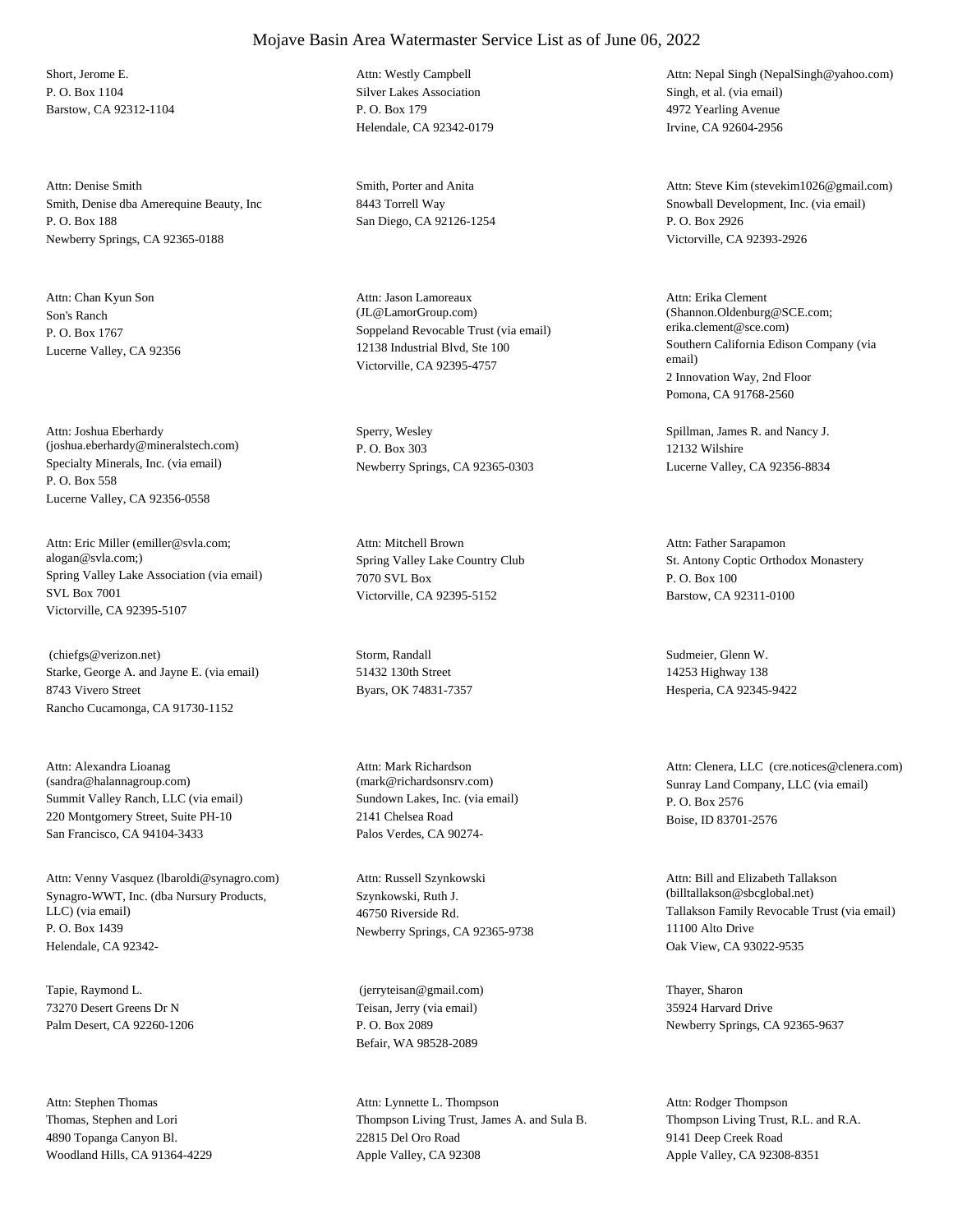# Mojave Basin Area Watermaster Service List as of June 06, 2022

Short, Jerome E.
P. O. Box 1104
Barstow, CA 92312-1104

Attn: Westly Campbell
Silver Lakes Association
P. O. Box 179
Helendale, CA 92342-0179

Attn: Nepal Singh (NepalSingh@yahoo.com)
Singh, et al. (via email)
4972 Yearling Avenue
Irvine, CA 92604-2956

Attn: Denise Smith
Smith, Denise dba Amerequine Beauty, Inc
P. O. Box 188
Newberry Springs, CA 92365-0188

Smith, Porter and Anita
8443 Torrell Way
San Diego, CA 92126-1254

Attn: Steve Kim (stevekim1026@gmail.com)
Snowball Development, Inc. (via email)
P. O. Box 2926
Victorville, CA 92393-2926

Attn: Chan Kyun Son
Son's Ranch
P. O. Box 1767
Lucerne Valley, CA 92356

Attn: Jason Lamoreaux
(JL@LamorGroup.com)
Soppeland Revocable Trust (via email)
12138 Industrial Blvd, Ste 100
Victorville, CA 92395-4757

Attn: Erika Clement
(Shannon.Oldenburg@SCE.com; erika.clement@sce.com)
Southern California Edison Company (via email)
2 Innovation Way, 2nd Floor
Pomona, CA 91768-2560

Attn: Joshua Eberhardy
(joshua.eberhardy@mineralstech.com)
Specialty Minerals, Inc. (via email)
P. O. Box 558
Lucerne Valley, CA 92356-0558

Sperry, Wesley
P. O. Box 303
Newberry Springs, CA 92365-0303

Spillman, James R. and Nancy J.
12132 Wilshire
Lucerne Valley, CA 92356-8834

Attn: Eric Miller (emiller@svla.com; alogan@svla.com;)
Spring Valley Lake Association (via email)
SVL Box 7001
Victorville, CA 92395-5107

Attn: Mitchell Brown
Spring Valley Lake Country Club
7070 SVL Box
Victorville, CA 92395-5152

Attn: Father Sarapamon
St. Antony Coptic Orthodox Monastery
P. O. Box 100
Barstow, CA 92311-0100

(chiefgs@verizon.net)
Starke, George A. and Jayne E. (via email)
8743 Vivero Street
Rancho Cucamonga, CA 91730-1152

Storm, Randall
51432 130th Street
Byars, OK 74831-7357

Sudmeier, Glenn W.
14253 Highway 138
Hesperia, CA 92345-9422

Attn: Alexandra Lioanag
(sandra@halannagroup.com)
Summit Valley Ranch, LLC (via email)
220 Montgomery Street, Suite PH-10
San Francisco, CA 94104-3433

Attn: Mark Richardson
(mark@richardsonsrv.com)
Sundown Lakes, Inc. (via email)
2141 Chelsea Road
Palos Verdes, CA 90274-

Attn: Clenera, LLC (cre.notices@clenera.com)
Sunray Land Company, LLC (via email)
P. O. Box 2576
Boise, ID 83701-2576

Attn: Venny Vasquez (lbaroldi@synagro.com)
Synagro-WWT, Inc. (dba Nursury Products, LLC) (via email)
P. O. Box 1439
Helendale, CA 92342-

Attn: Russell Szynkowski
Szynkowski, Ruth J.
46750 Riverside Rd.
Newberry Springs, CA 92365-9738

Attn: Bill and Elizabeth Tallakson
(billtallakson@sbcglobal.net)
Tallakson Family Revocable Trust (via email)
11100 Alto Drive
Oak View, CA 93022-9535

Tapie, Raymond L.
73270 Desert Greens Dr N
Palm Desert, CA 92260-1206

(jerryteisan@gmail.com)
Teisan, Jerry (via email)
P. O. Box 2089
Befair, WA 98528-2089

Thayer, Sharon
35924 Harvard Drive
Newberry Springs, CA 92365-9637

Attn: Stephen Thomas
Thomas, Stephen and Lori
4890 Topanga Canyon Bl.
Woodland Hills, CA 91364-4229

Attn: Lynnette L. Thompson
Thompson Living Trust, James A. and Sula B.
22815 Del Oro Road
Apple Valley, CA 92308

Attn: Rodger Thompson
Thompson Living Trust, R.L. and R.A.
9141 Deep Creek Road
Apple Valley, CA 92308-8351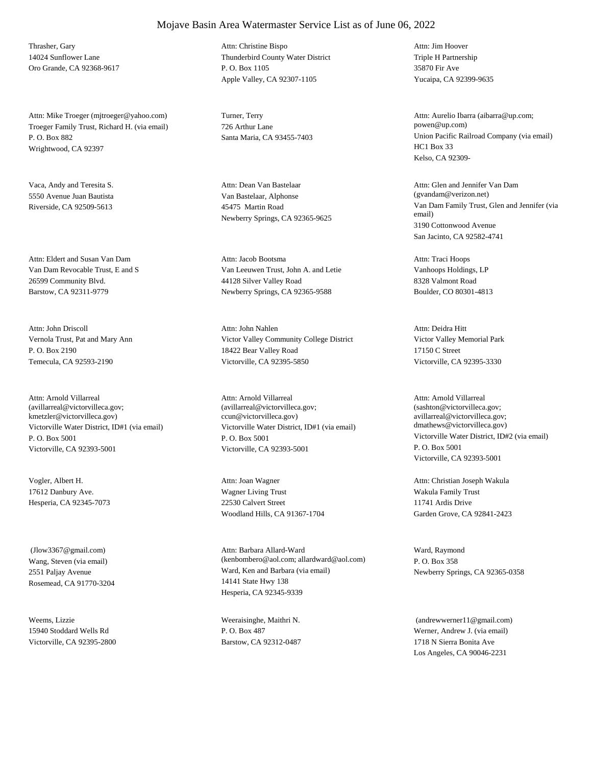# Mojave Basin Area Watermaster Service List as of June 06, 2022

Thrasher, Gary
14024 Sunflower Lane
Oro Grande, CA 92368-9617

Attn: Christine Bispo
Thunderbird County Water District
P. O. Box 1105
Apple Valley, CA 92307-1105

Attn: Jim Hoover
Triple H Partnership
35870 Fir Ave
Yucaipa, CA 92399-9635

Attn: Mike Troeger (mjtroeger@yahoo.com)
Troeger Family Trust, Richard H. (via email)
P. O. Box 882
Wrightwood, CA 92397

Turner, Terry
726 Arthur Lane
Santa Maria, CA 93455-7403

Attn: Aurelio Ibarra (aibarra@up.com; powen@up.com)
Union Pacific Railroad Company (via email)
HC1 Box 33
Kelso, CA 92309-

Vaca, Andy and Teresita S.
5550 Avenue Juan Bautista
Riverside, CA 92509-5613

Attn: Dean Van Bastelaar
Van Bastelaar, Alphonse
45475 Martin Road
Newberry Springs, CA 92365-9625

Attn: Glen and Jennifer Van Dam (gvandam@verizon.net)
Van Dam Family Trust, Glen and Jennifer (via email)
3190 Cottonwood Avenue
San Jacinto, CA 92582-4741

Attn: Eldert and Susan Van Dam
Van Dam Revocable Trust, E and S
26599 Community Blvd.
Barstow, CA 92311-9779

Attn: Jacob Bootsma
Van Leeuwen Trust, John A. and Letie
44128 Silver Valley Road
Newberry Springs, CA 92365-9588

Attn: Traci Hoops
Vanhoops Holdings, LP
8328 Valmont Road
Boulder, CO 80301-4813

Attn: John Driscoll
Vernola Trust, Pat and Mary Ann
P. O. Box 2190
Temecula, CA 92593-2190

Attn: John Nahlen
Victor Valley Community College District
18422 Bear Valley Road
Victorville, CA 92395-5850

Attn: Deidra Hitt
Victor Valley Memorial Park
17150 C Street
Victorville, CA 92395-3330

Attn: Arnold Villarreal (avillarreal@victorvilleca.gov; kmetzler@victorvilleca.gov)
Victorville Water District, ID#1 (via email)
P. O. Box 5001
Victorville, CA 92393-5001

Attn: Arnold Villarreal (avillarreal@victorvilleca.gov; ccun@victorvilleca.gov)
Victorville Water District, ID#1 (via email)
P. O. Box 5001
Victorville, CA 92393-5001

Attn: Arnold Villarreal (sashton@victorvilleca.gov; avillarreal@victorvilleca.gov; dmathews@victorvilleca.gov)
Victorville Water District, ID#2 (via email)
P. O. Box 5001
Victorville, CA 92393-5001

Vogler, Albert H.
17612 Danbury Ave.
Hesperia, CA 92345-7073

Attn: Joan Wagner
Wagner Living Trust
22530 Calvert Street
Woodland Hills, CA 91367-1704

Attn: Christian Joseph Wakula
Wakula Family Trust
11741 Ardis Drive
Garden Grove, CA 92841-2423

(Jlow3367@gmail.com)
Wang, Steven (via email)
2551 Paljay Avenue
Rosemead, CA 91770-3204

Attn: Barbara Allard-Ward (kenbombero@aol.com; allardward@aol.com)
Ward, Ken and Barbara (via email)
14141 State Hwy 138
Hesperia, CA 92345-9339

Ward, Raymond
P. O. Box 358
Newberry Springs, CA 92365-0358

Weems, Lizzie
15940 Stoddard Wells Rd
Victorville, CA 92395-2800

Weeraisinghe, Maithri N.
P. O. Box 487
Barstow, CA 92312-0487

(andrewwerner11@gmail.com)
Werner, Andrew J. (via email)
1718 N Sierra Bonita Ave
Los Angeles, CA 90046-2231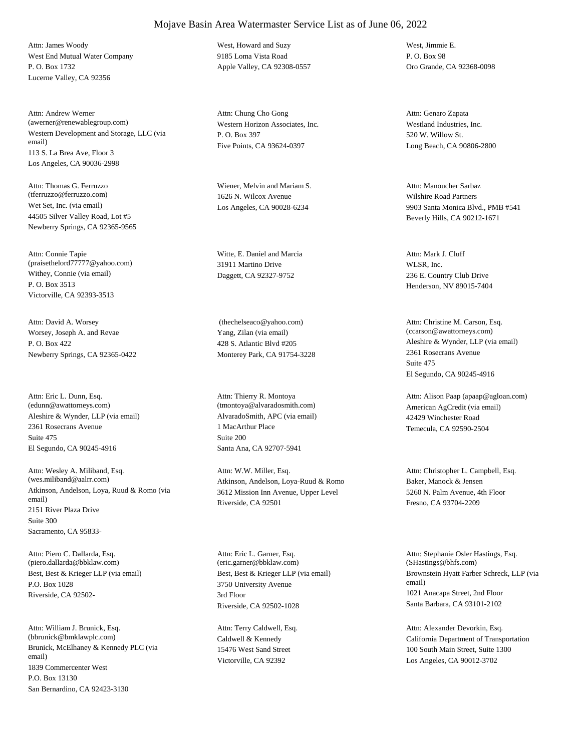# Mojave Basin Area Watermaster Service List as of June 06, 2022

Attn: James Woody
West End Mutual Water Company
P. O. Box 1732
Lucerne Valley, CA 92356

West, Howard and Suzy
9185 Loma Vista Road
Apple Valley, CA 92308-0557

West, Jimmie E.
P. O. Box 98
Oro Grande, CA 92368-0098

Attn: Andrew Werner
(awerner@renewablegroup.com)
Western Development and Storage, LLC (via email)
113 S. La Brea Ave, Floor 3
Los Angeles, CA 90036-2998

Attn: Chung Cho Gong
Western Horizon Associates, Inc.
P. O. Box 397
Five Points, CA 93624-0397

Attn: Genaro Zapata
Westland Industries, Inc.
520 W. Willow St.
Long Beach, CA 90806-2800

Attn: Thomas G. Ferruzzo
(tferruzzo@ferruzzo.com)
Wet Set, Inc. (via email)
44505 Silver Valley Road, Lot #5
Newberry Springs, CA 92365-9565

Wiener, Melvin and Mariam S.
1626 N. Wilcox Avenue
Los Angeles, CA 90028-6234

Attn: Manoucher Sarbaz
Wilshire Road Partners
9903 Santa Monica Blvd., PMB #541
Beverly Hills, CA 90212-1671

Attn: Connie Tapie
(praisethelord77777@yahoo.com)
Withey, Connie (via email)
P. O. Box 3513
Victorville, CA 92393-3513

Witte, E. Daniel and Marcia
31911 Martino Drive
Daggett, CA 92327-9752

Attn: Mark J. Cluff
WLSR, Inc.
236 E. Country Club Drive
Henderson, NV 89015-7404

Attn: David A. Worsey
Worsey, Joseph A. and Revae
P. O. Box 422
Newberry Springs, CA 92365-0422

(thechelseaco@yahoo.com)
Yang, Zilan (via email)
428 S. Atlantic Blvd #205
Monterey Park, CA 91754-3228

Attn: Christine M. Carson, Esq.
(ccarson@awattorneys.com)
Aleshire & Wynder, LLP (via email)
2361 Rosecrans Avenue
Suite 475
El Segundo, CA 90245-4916

Attn: Eric L. Dunn, Esq.
(edunn@awattorneys.com)
Aleshire & Wynder, LLP (via email)
2361 Rosecrans Avenue
Suite 475
El Segundo, CA 90245-4916

Attn: Thierry R. Montoya
(tmontoya@alvaradosmith.com)
AlvaradoSmith, APC (via email)
1 MacArthur Place
Suite 200
Santa Ana, CA 92707-5941

Attn: Alison Paap (apaap@agloan.com)
American AgCredit (via email)
42429 Winchester Road
Temecula, CA 92590-2504

Attn: Wesley A. Miliband, Esq.
(wes.miliband@aalrr.com)
Atkinson, Andelson, Loya, Ruud & Romo (via email)
2151 River Plaza Drive
Suite 300
Sacramento, CA 95833-

Attn: W.W. Miller, Esq.
Atkinson, Andelson, Loya-Ruud & Romo
3612 Mission Inn Avenue, Upper Level
Riverside, CA 92501

Attn: Christopher L. Campbell, Esq.
Baker, Manock & Jensen
5260 N. Palm Avenue, 4th Floor
Fresno, CA 93704-2209

Attn: Piero C. Dallarda, Esq.
(piero.dallarda@bbklaw.com)
Best, Best & Krieger LLP (via email)
P.O. Box 1028
Riverside, CA 92502-

Attn: Eric L. Garner, Esq.
(eric.garner@bbklaw.com)
Best, Best & Krieger LLP (via email)
3750 University Avenue
3rd Floor
Riverside, CA 92502-1028

Attn: Stephanie Osler Hastings, Esq.
(SHastings@bhfs.com)
Brownstein Hyatt Farber Schreck, LLP (via email)
1021 Anacapa Street, 2nd Floor
Santa Barbara, CA 93101-2102

Attn: William J. Brunick, Esq.
(bbrunick@bmklawplc.com)
Brunick, McElhaney & Kennedy PLC (via email)
1839 Commercenter West
P.O. Box 13130
San Bernardino, CA 92423-3130

Attn: Terry Caldwell, Esq.
Caldwell & Kennedy
15476 West Sand Street
Victorville, CA 92392

Attn: Alexander Devorkin, Esq.
California Department of Transportation
100 South Main Street, Suite 1300
Los Angeles, CA 90012-3702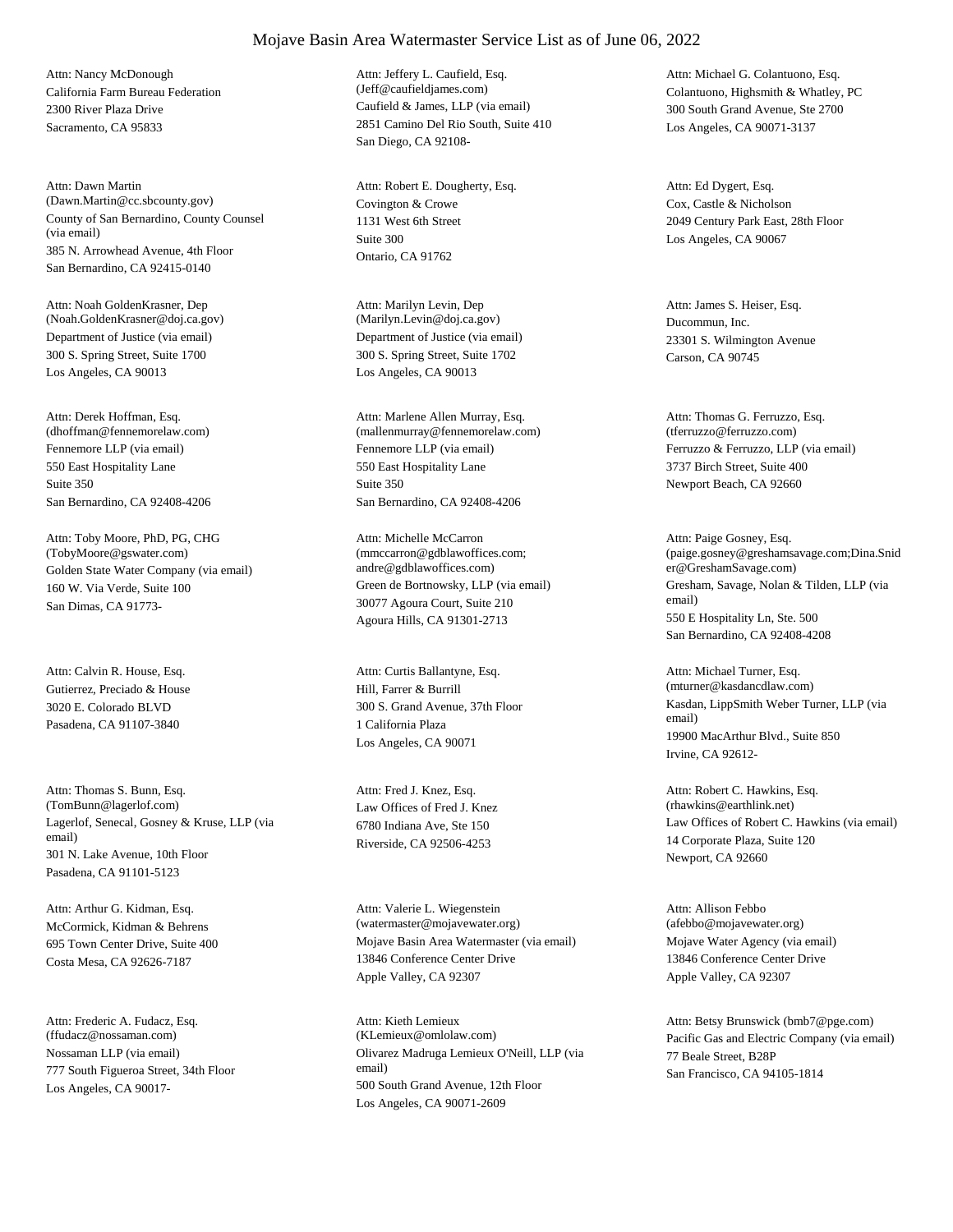# Mojave Basin Area Watermaster Service List as of June 06, 2022

Attn: Nancy McDonough
California Farm Bureau Federation
2300 River Plaza Drive
Sacramento, CA 95833

Attn: Jeffery L. Caufield, Esq.
(Jeff@caufieldjames.com)
Caufield & James, LLP (via email)
2851 Camino Del Rio South, Suite 410
San Diego, CA 92108-

Attn: Michael G. Colantuono, Esq.
Colantuono, Highsmith & Whatley, PC
300 South Grand Avenue, Ste 2700
Los Angeles, CA 90071-3137

Attn: Dawn Martin
(Dawn.Martin@cc.sbcounty.gov)
County of San Bernardino, County Counsel (via email)
385 N. Arrowhead Avenue, 4th Floor
San Bernardino, CA 92415-0140

Attn: Robert E. Dougherty, Esq.
Covington & Crowe
1131 West 6th Street
Suite 300
Ontario, CA 91762

Attn: Ed Dygert, Esq.
Cox, Castle & Nicholson
2049 Century Park East, 28th Floor
Los Angeles, CA 90067

Attn: Noah GoldenKrasner, Dep
(Noah.GoldenKrasner@doj.ca.gov)
Department of Justice (via email)
300 S. Spring Street, Suite 1700
Los Angeles, CA 90013

Attn: Marilyn Levin, Dep
(Marilyn.Levin@doj.ca.gov)
Department of Justice (via email)
300 S. Spring Street, Suite 1702
Los Angeles, CA 90013

Attn: James S. Heiser, Esq.
Ducommun, Inc.
23301 S. Wilmington Avenue
Carson, CA 90745

Attn: Derek Hoffman, Esq.
(dhoffman@fennemorelaw.com)
Fennemore LLP (via email)
550 East Hospitality Lane
Suite 350
San Bernardino, CA 92408-4206

Attn: Marlene Allen Murray, Esq.
(mallenmurray@fennemorelaw.com)
Fennemore LLP (via email)
550 East Hospitality Lane
Suite 350
San Bernardino, CA 92408-4206

Attn: Thomas G. Ferruzzo, Esq.
(tferruzzo@ferruzzo.com)
Ferruzzo & Ferruzzo, LLP (via email)
3737 Birch Street, Suite 400
Newport Beach, CA 92660

Attn: Toby Moore, PhD, PG, CHG
(TobyMoore@gswater.com)
Golden State Water Company (via email)
160 W. Via Verde, Suite 100
San Dimas, CA 91773-

Attn: Michelle McCarron
(mmccarron@gdblawoffices.com; andre@gdblawoffices.com)
Green de Bortnowsky, LLP (via email)
30077 Agoura Court, Suite 210
Agoura Hills, CA 91301-2713

Attn: Paige Gosney, Esq.
(paige.gosney@greshamsavage.com;Dina.Snider@GreshamSavage.com)
Gresham, Savage, Nolan & Tilden, LLP (via email)
550 E Hospitality Ln, Ste. 500
San Bernardino, CA 92408-4208

Attn: Calvin R. House, Esq.
Gutierrez, Preciado & House
3020 E. Colorado BLVD
Pasadena, CA 91107-3840

Attn: Curtis Ballantyne, Esq.
Hill, Farrer & Burrill
300 S. Grand Avenue, 37th Floor
1 California Plaza
Los Angeles, CA 90071

Attn: Michael Turner, Esq.
(mturner@kasdancdlaw.com)
Kasdan, LippSmith Weber Turner, LLP (via email)
19900 MacArthur Blvd., Suite 850
Irvine, CA 92612-

Attn: Thomas S. Bunn, Esq.
(TomBunn@lagerlof.com)
Lagerlof, Senecal, Gosney & Kruse, LLP (via email)
301 N. Lake Avenue, 10th Floor
Pasadena, CA 91101-5123

Attn: Fred J. Knez, Esq.
Law Offices of Fred J. Knez
6780 Indiana Ave, Ste 150
Riverside, CA 92506-4253

Attn: Robert C. Hawkins, Esq.
(rhawkins@earthlink.net)
Law Offices of Robert C. Hawkins (via email)
14 Corporate Plaza, Suite 120
Newport, CA 92660

Attn: Arthur G. Kidman, Esq.
McCormick, Kidman & Behrens
695 Town Center Drive, Suite 400
Costa Mesa, CA 92626-7187

Attn: Valerie L. Wiegenstein
(watermaster@mojavewater.org)
Mojave Basin Area Watermaster (via email)
13846 Conference Center Drive
Apple Valley, CA 92307

Attn: Allison Febbo
(afebbo@mojavewater.org)
Mojave Water Agency (via email)
13846 Conference Center Drive
Apple Valley, CA 92307

Attn: Frederic A. Fudacz, Esq.
(ffudacz@nossaman.com)
Nossaman LLP (via email)
777 South Figueroa Street, 34th Floor
Los Angeles, CA 90017-

Attn: Kieth Lemieux
(KLemieux@omlolaw.com)
Olivarez Madruga Lemieux O'Neill, LLP (via email)
500 South Grand Avenue, 12th Floor
Los Angeles, CA 90071-2609

Attn: Betsy Brunswick (bmb7@pge.com)
Pacific Gas and Electric Company (via email)
77 Beale Street, B28P
San Francisco, CA 94105-1814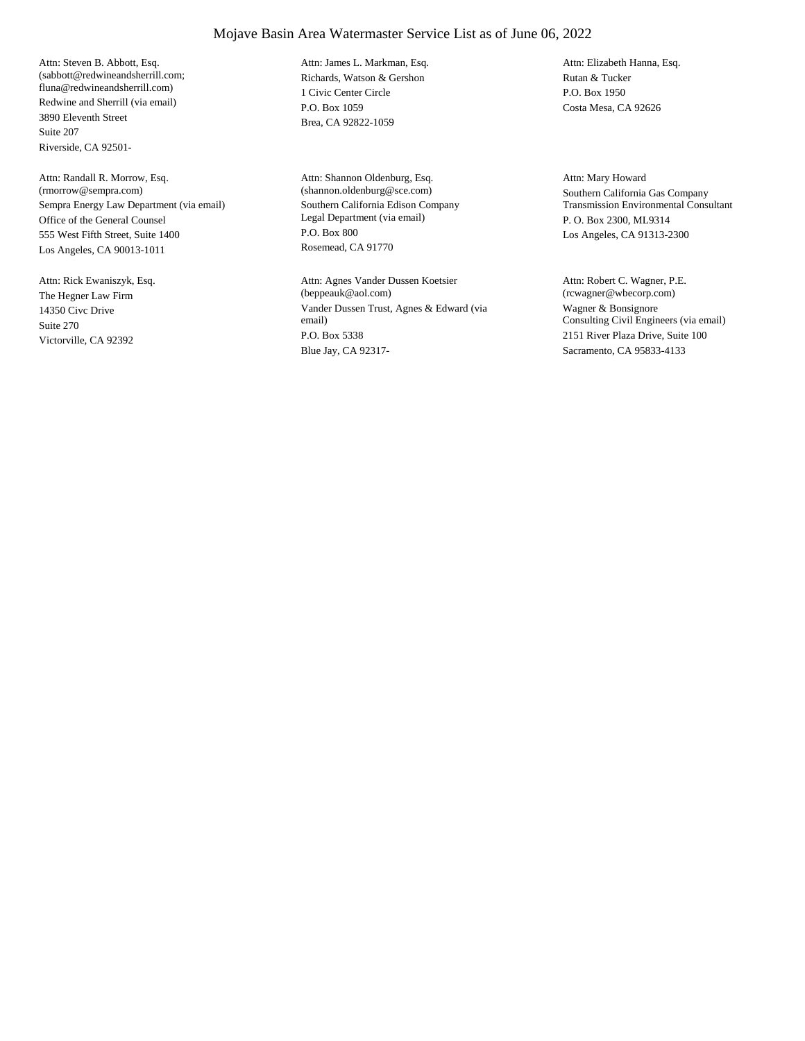# Mojave Basin Area Watermaster Service List as of June 06, 2022

Attn: Steven B. Abbott, Esq.
(sabbott@redwineandsherrill.com;
fluna@redwineandsherrill.com)
Redwine and Sherrill (via email)
3890 Eleventh Street
Suite 207
Riverside, CA 92501-

Attn: James L. Markman, Esq.
Richards, Watson & Gershon
1 Civic Center Circle
P.O. Box 1059
Brea, CA 92822-1059

Attn: Elizabeth Hanna, Esq.
Rutan & Tucker
P.O. Box 1950
Costa Mesa, CA 92626

Attn: Randall R. Morrow, Esq.
(rmorrow@sempra.com)
Sempra Energy Law Department (via email)
Office of the General Counsel
555 West Fifth Street, Suite 1400
Los Angeles, CA 90013-1011

Attn: Shannon Oldenburg, Esq.
(shannon.oldenburg@sce.com)
Southern California Edison Company
Legal Department (via email)
P.O. Box 800
Rosemead, CA 91770

Attn: Mary Howard
Southern California Gas Company
Transmission Environmental Consultant
P. O. Box 2300, ML9314
Los Angeles, CA 91313-2300

Attn: Rick Ewaniszyk, Esq.
The Hegner Law Firm
14350 Civc Drive
Suite 270
Victorville, CA 92392

Attn: Agnes Vander Dussen Koetsier
(beppeauk@aol.com)
Vander Dussen Trust, Agnes & Edward (via email)
P.O. Box 5338
Blue Jay, CA 92317-

Attn: Robert C. Wagner, P.E.
(rcwagner@wbecorp.com)
Wagner & Bonsignore
Consulting Civil Engineers (via email)
2151 River Plaza Drive, Suite 100
Sacramento, CA 95833-4133